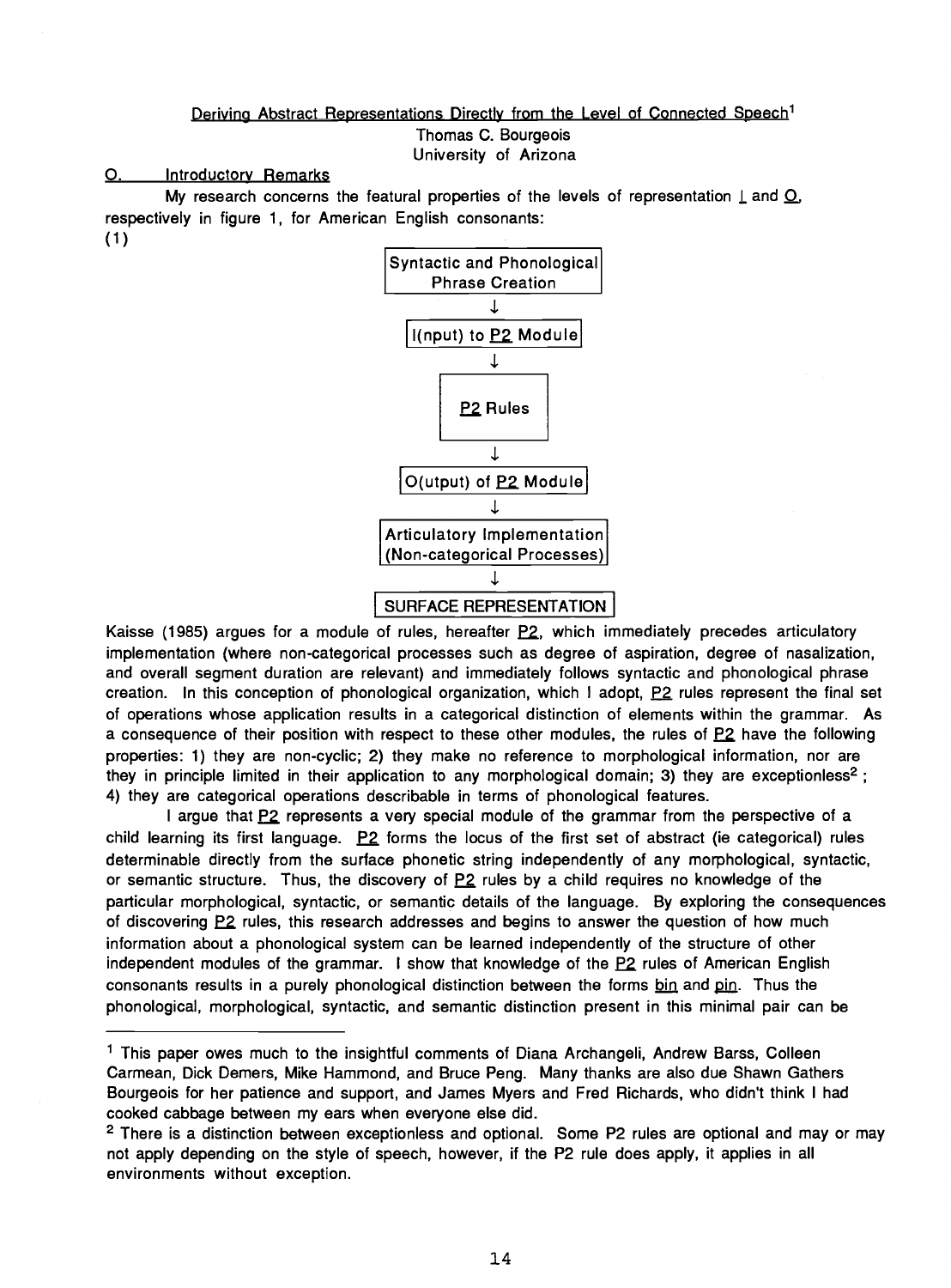# Deriving Abstract Representations Directly from the Level of Connected Speech[1]

Thomas C. Bourgeois
University of Arizona

## 0. Introductory Remarks

My research concerns the featural properties of the levels of representation I and O, respectively in figure 1, for American English consonants:

(1)

```
Syntactic and Phonological
     Phrase Creation
            ↓
   I(nput) to P2 Module
            ↓
         P2 Rules
            ↓
   O(utput) of P2 Module
            ↓
 Articulatory Implementation
 (Non-categorical Processes)
            ↓
  SURFACE REPRESENTATION
```

Kaisse (1985) argues for a module of rules, hereafter P2, which immediately precedes articulatory implementation (where non-categorical processes such as degree of aspiration, degree of nasalization, and overall segment duration are relevant) and immediately follows syntactic and phonological phrase creation. In this conception of phonological organization, which I adopt, P2 rules represent the final set of operations whose application results in a categorical distinction of elements within the grammar. As a consequence of their position with respect to these other modules, the rules of P2 have the following properties: 1) they are non-cyclic; 2) they make no reference to morphological information, nor are they in principle limited in their application to any morphological domain; 3) they are exceptionless[2]; 4) they are categorical operations describable in terms of phonological features.

I argue that P2 represents a very special module of the grammar from the perspective of a child learning its first language. P2 forms the locus of the first set of abstract (ie categorical) rules determinable directly from the surface phonetic string independently of any morphological, syntactic, or semantic structure. Thus, the discovery of P2 rules by a child requires no knowledge of the particular morphological, syntactic, or semantic details of the language. By exploring the consequences of discovering P2 rules, this research addresses and begins to answer the question of how much information about a phonological system can be learned independently of the structure of other independent modules of the grammar. I show that knowledge of the P2 rules of American English consonants results in a purely phonological distinction between the forms bin and pin. Thus the phonological, morphological, syntactic, and semantic distinction present in this minimal pair can be

---

[1] This paper owes much to the insightful comments of Diana Archangeli, Andrew Barss, Colleen Carmean, Dick Demers, Mike Hammond, and Bruce Peng. Many thanks are also due Shawn Gathers Bourgeois for her patience and support, and James Myers and Fred Richards, who didn't think I had cooked cabbage between my ears when everyone else did.

[2] There is a distinction between exceptionless and optional. Some P2 rules are optional and may or may not apply depending on the style of speech, however, if the P2 rule does apply, it applies in all environments without exception.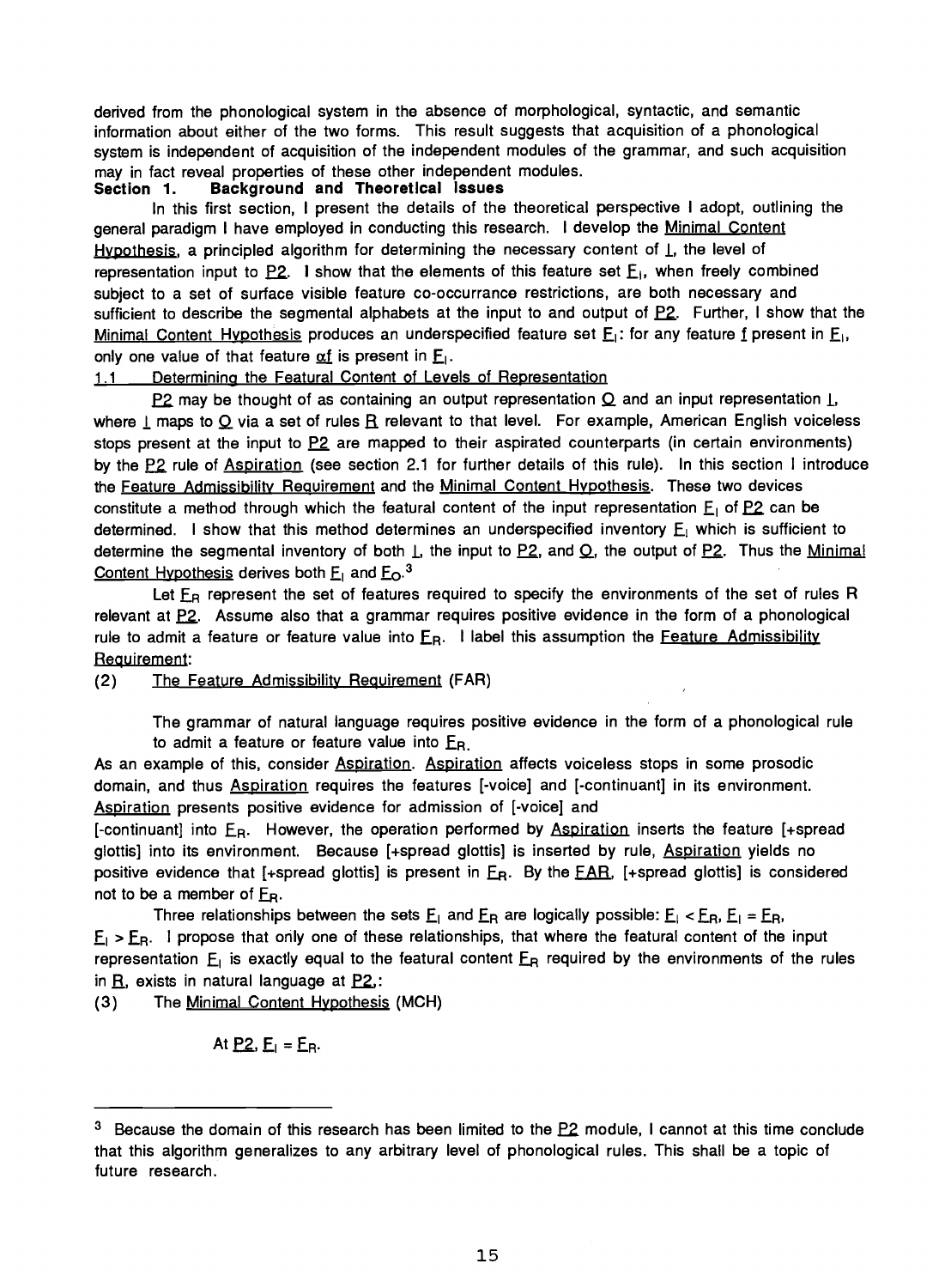derived from the phonological system in the absence of morphological, syntactic, and semantic information about either of the two forms. This result suggests that acquisition of a phonological system is independent of acquisition of the independent modules of the grammar, and such acquisition may in fact reveal properties of these other independent modules.

## Section 1. Background and Theoretical Issues

In this first section, I present the details of the theoretical perspective I adopt, outlining the general paradigm I have employed in conducting this research. I develop the Minimal Content Hypothesis, a principled algorithm for determining the necessary content of $\underline{I}$, the level of representation input to P2. I show that the elements of this feature set $\underline{F}_I$, when freely combined subject to a set of surface visible feature co-occurrance restrictions, are both necessary and sufficient to describe the segmental alphabets at the input to and output of P2. Further, I show that the Minimal Content Hypothesis produces an underspecified feature set $\underline{F}_I$: for any feature $\underline{f}$ present in $\underline{F}_I$, only one value of that feature $\underline{\alpha f}$ is present in $\underline{F}_I$.

### 1.1 Determining the Featural Content of Levels of Representation

P2 may be thought of as containing an output representation $\underline{O}$ and an input representation $\underline{I}$, where $\underline{I}$ maps to $\underline{O}$ via a set of rules $\underline{R}$ relevant to that level. For example, American English voiceless stops present at the input to P2 are mapped to their aspirated counterparts (in certain environments) by the P2 rule of Aspiration (see section 2.1 for further details of this rule). In this section I introduce the Feature Admissibility Requirement and the Minimal Content Hypothesis. These two devices constitute a method through which the featural content of the input representation $\underline{F}_I$ of P2 can be determined. I show that this method determines an underspecified inventory $\underline{F}_I$ which is sufficient to determine the segmental inventory of both $\underline{I}$, the input to P2, and $\underline{O}$, the output of P2. Thus the Minimal Content Hypothesis derives both $\underline{F}_I$ and $\underline{F}_O$.[3]

Let $\underline{F}_R$ represent the set of features required to specify the environments of the set of rules R relevant at P2. Assume also that a grammar requires positive evidence in the form of a phonological rule to admit a feature or feature value into $\underline{F}_R$. I label this assumption the Feature Admissibility Requirement:

(2) The Feature Admissibility Requirement (FAR)

> The grammar of natural language requires positive evidence in the form of a phonological rule to admit a feature or feature value into $\underline{F}_R$.

As an example of this, consider Aspiration. Aspiration affects voiceless stops in some prosodic domain, and thus Aspiration requires the features [-voice] and [-continuant] in its environment. Aspiration presents positive evidence for admission of [-voice] and [-continuant] into $\underline{F}_R$. However, the operation performed by Aspiration inserts the feature [+spread glottis] into its environment. Because [+spread glottis] is inserted by rule, Aspiration yields no positive evidence that [+spread glottis] is present in $\underline{F}_R$. By the FAR, [+spread glottis] is considered not to be a member of $\underline{F}_R$.

Three relationships between the sets $\underline{F}_I$ and $\underline{F}_R$ are logically possible: $\underline{F}_I < \underline{F}_R$, $\underline{F}_I = \underline{F}_R$, $\underline{F}_I > \underline{F}_R$. I propose that only one of these relationships, that where the featural content of the input representation $\underline{F}_I$ is exactly equal to the featural content $\underline{F}_R$ required by the environments of the rules in $\underline{R}$, exists in natural language at P2.:

(3) The Minimal Content Hypothesis (MCH)

> At P2, $\underline{F}_I = \underline{F}_R$.

---

[3] Because the domain of this research has been limited to the P2 module, I cannot at this time conclude that this algorithm generalizes to any arbitrary level of phonological rules. This shall be a topic of future research.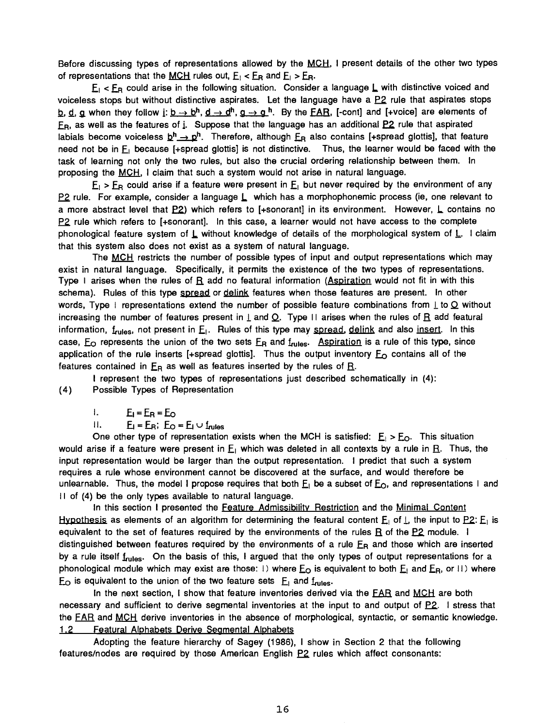Before discussing types of representations allowed by the MCH, I present details of the other two types of representations that the MCH rules out, $F_I < F_R$ and $F_I > F_R$.

$F_I < F_R$ could arise in the following situation. Consider a language L with distinctive voiced and voiceless stops but without distinctive aspirates. Let the language have a P2 rule that aspirates stops b, d, g when they follow i: $b \rightarrow b^h$, $d \rightarrow d^h$, $g \rightarrow g^h$. By the FAR, [-cont] and [+voice] are elements of $F_R$, as well as the features of i. Suppose that the language has an additional P2 rule that aspirated labials become voiceless $b^h \rightarrow p^h$. Therefore, although $F_R$ also contains [+spread glottis], that feature need not be in $F_I$ because [+spread glottis] is not distinctive. Thus, the learner would be faced with the task of learning not only the two rules, but also the crucial ordering relationship between them. In proposing the MCH, I claim that such a system would not arise in natural language.

$F_I > F_R$ could arise if a feature were present in $F_I$ but never required by the environment of any P2 rule. For example, consider a language L which has a morphophonemic process (ie, one relevant to a more abstract level that P2) which refers to [+sonorant] in its environment. However, L contains no P2 rule which refers to [+sonorant]. In this case, a learner would not have access to the complete phonological feature system of L without knowledge of details of the morphological system of L. I claim that this system also does not exist as a system of natural language.

The MCH restricts the number of possible types of input and output representations which may exist in natural language. Specifically, it permits the existence of the two types of representations. Type I arises when the rules of R add no featural information (Aspiration would not fit in with this schema). Rules of this type spread or delink features when those features are present. In other words, Type I representations extend the number of possible feature combinations from I to O without increasing the number of features present in I and O. Type II arises when the rules of R add featural information, $f_{rules}$, not present in $F_I$. Rules of this type may spread, delink and also insert. In this case, $F_O$ represents the union of the two sets $F_R$ and $f_{rules}$. Aspiration is a rule of this type, since application of the rule inserts [+spread glottis]. Thus the output inventory $F_O$ contains all of the features contained in $F_R$ as well as features inserted by the rules of R.

I represent the two types of representations just described schematically in (4):

(4) Possible Types of Representation

I. $F_I = F_R = F_O$

II. $F_I = F_R$; $F_O = F_I \cup f_{rules}$

One other type of representation exists when the MCH is satisfied: $F_I > F_O$. This situation would arise if a feature were present in $F_I$ which was deleted in all contexts by a rule in R. Thus, the input representation would be larger than the output representation. I predict that such a system requires a rule whose environment cannot be discovered at the surface, and would therefore be unlearnable. Thus, the model I propose requires that both $F_I$ be a subset of $F_O$, and representations I and II of (4) be the only types available to natural language.

In this section I presented the Feature Admissibility Restriction and the Minimal Content Hypothesis as elements of an algorithm for determining the featural content $F_I$ of I, the input to P2: $F_I$ is equivalent to the set of features required by the environments of the rules R of the P2 module. I distinguished between features required by the environments of a rule $F_R$ and those which are inserted by a rule itself $f_{rules}$. On the basis of this, I argued that the only types of output representations for a phonological module which may exist are those: I) where $F_O$ is equivalent to both $F_I$ and $F_R$, or II) where $F_O$ is equivalent to the union of the two feature sets $F_I$ and $f_{rules}$.

In the next section, I show that feature inventories derived via the FAR and MCH are both necessary and sufficient to derive segmental inventories at the input to and output of P2. I stress that the FAR and MCH derive inventories in the absence of morphological, syntactic, or semantic knowledge.

## 1.2 Featural Alphabets Derive Segmental Alphabets

Adopting the feature hierarchy of Sagey (1986), I show in Section 2 that the following features/nodes are required by those American English P2 rules which affect consonants: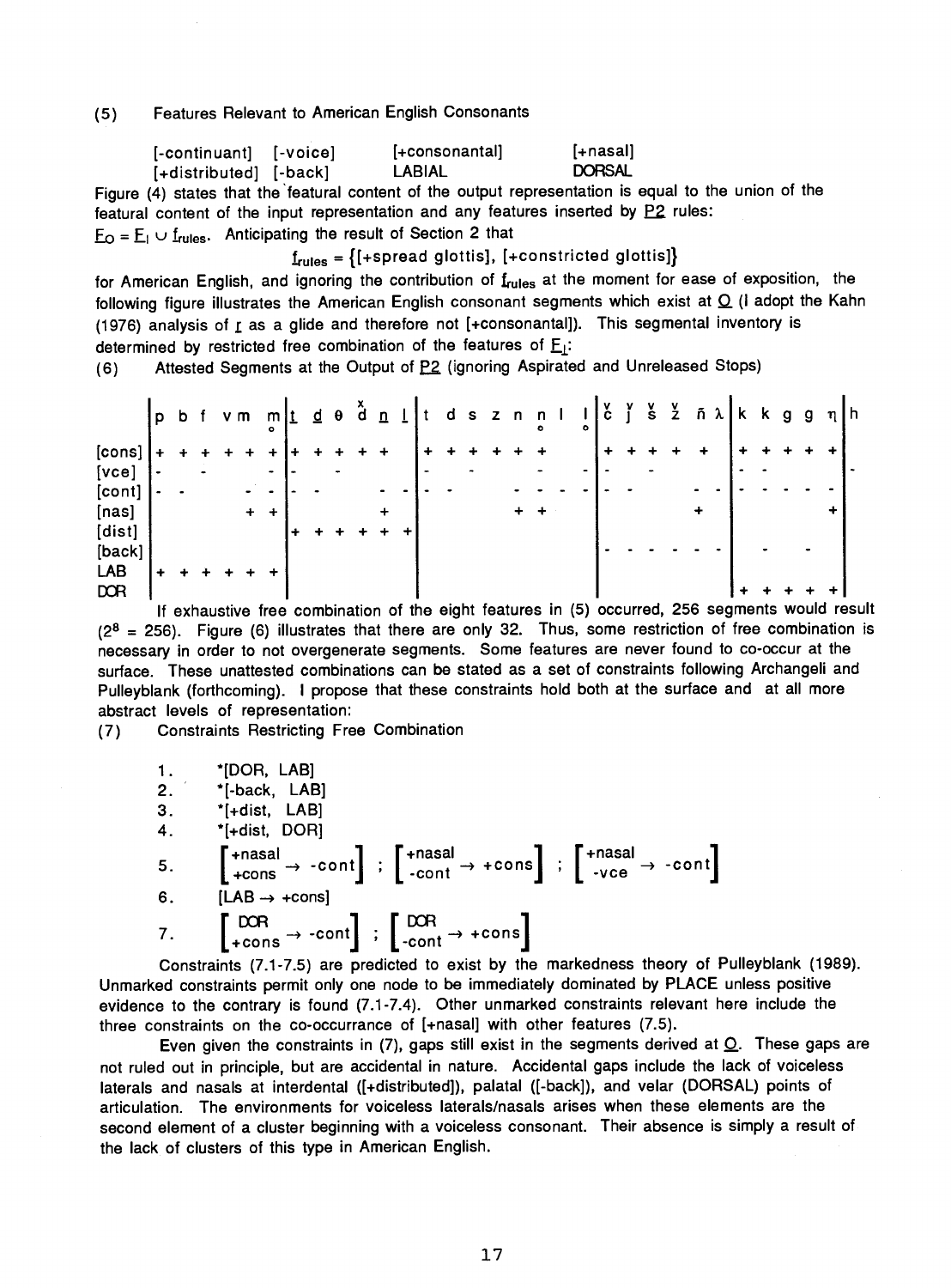(5) Features Relevant to American English Consonants

| | | | |
|---|---|---|---|
| [-continuant] | [-voice] | [+consonantal] | [+nasal] |
| [+distributed] | [-back] | LABIAL | DORSAL |

Figure (4) states that the featural content of the output representation is equal to the union of the featural content of the input representation and any features inserted by P2 rules: $F_O = F_I \cup f_{rules}$. Anticipating the result of Section 2 that

$$f_{rules} = \{[\text{+spread glottis}], [\text{+constricted glottis}]\}$$

for American English, and ignoring the contribution of $f_{rules}$ at the moment for ease of exposition, the following figure illustrates the American English consonant segments which exist at O (I adopt the Kahn (1976) analysis of ɾ as a glide and therefore not [+consonantal]). This segmental inventory is determined by restricted free combination of the features of $F_I$:

(6) Attested Segments at the Output of P2 (ignoring Aspirated and Unreleased Stops)

| | p | b | f | v | m | m̥ | t̪ | d̪ | θ | ð | n̪ | l̪ | t | d | s | z | n | n̥ | l | l̥ | č | ǰ | š | ž | ñ | λ | k | k | g | g | ŋ | h |
|---|---|---|---|---|---|---|---|---|---|---|---|---|---|---|---|---|---|---|---|---|---|---|---|---|---|---|---|---|---|---|---|---|
| [cons] | + | + | + | + | + | + | + | + | + | + | + | | + | + | + | + | + | + | | | + | + | + | + | + | | + | + | + | + | + | |
| [vce] | - | | - | | | - | - | | - | | | | - | | - | | | - | | - | - | | - | | | | - | - | | | | - |
| [cont] | - | - | | | - | - | - | - | | | - | - | - | - | | | - | - | - | - | - | - | | | - | - | - | - | - | - | - | |
| [nas] | | | | | + | + | | | | | + | | | | | | + | + | | | | | | | + | | | | | | + | |
| [dist] | | | | | | | + | + | + | + | + | + | | | | | | | | | | | | | | | | | | | | |
| [back] | | | | | | | | | | | | | | | | | | | | | - | - | - | - | - | - | - | | - | | | |
| LAB | + | + | + | + | + | + | | | | | | | | | | | | | | | | | | | | | | | | | | |
| DOR | | | | | | | | | | | | | | | | | | | | | | | | | | | + | + | + | + | + | |

If exhaustive free combination of the eight features in (5) occurred, 256 segments would result ($2^8 = 256$). Figure (6) illustrates that there are only 32. Thus, some restriction of free combination is necessary in order to not overgenerate segments. Some features are never found to co-occur at the surface. These unattested combinations can be stated as a set of constraints following Archangeli and Pulleyblank (forthcoming). I propose that these constraints hold both at the surface and at all more abstract levels of representation:

(7) Constraints Restricting Free Combination

1. *[DOR, LAB]
2. *[-back, LAB]
3. *[+dist, LAB]
4. *[+dist, DOR]
5. $\begin{bmatrix}\text{+nasal} \\ \text{+cons}\end{bmatrix} \rightarrow \text{-cont}$ ; $\begin{bmatrix}\text{+nasal} \\ \text{-cont}\end{bmatrix} \rightarrow \text{+cons}$ ; $\begin{bmatrix}\text{+nasal} \\ \text{-vce}\end{bmatrix} \rightarrow \text{-cont}$
6. [LAB → +cons]
7. $\begin{bmatrix}\text{DOR} \\ \text{+cons}\end{bmatrix} \rightarrow \text{-cont}$ ; $\begin{bmatrix}\text{DOR} \\ \text{-cont}\end{bmatrix} \rightarrow \text{+cons}$

Constraints (7.1-7.5) are predicted to exist by the markedness theory of Pulleyblank (1989). Unmarked constraints permit only one node to be immediately dominated by PLACE unless positive evidence to the contrary is found (7.1-7.4). Other unmarked constraints relevant here include the three constraints on the co-occurrance of [+nasal] with other features (7.5).

Even given the constraints in (7), gaps still exist in the segments derived at O. These gaps are not ruled out in principle, but are accidental in nature. Accidental gaps include the lack of voiceless laterals and nasals at interdental ([+distributed]), palatal ([-back]), and velar (DORSAL) points of articulation. The environments for voiceless laterals/nasals arises when these elements are the second element of a cluster beginning with a voiceless consonant. Their absence is simply a result of the lack of clusters of this type in American English.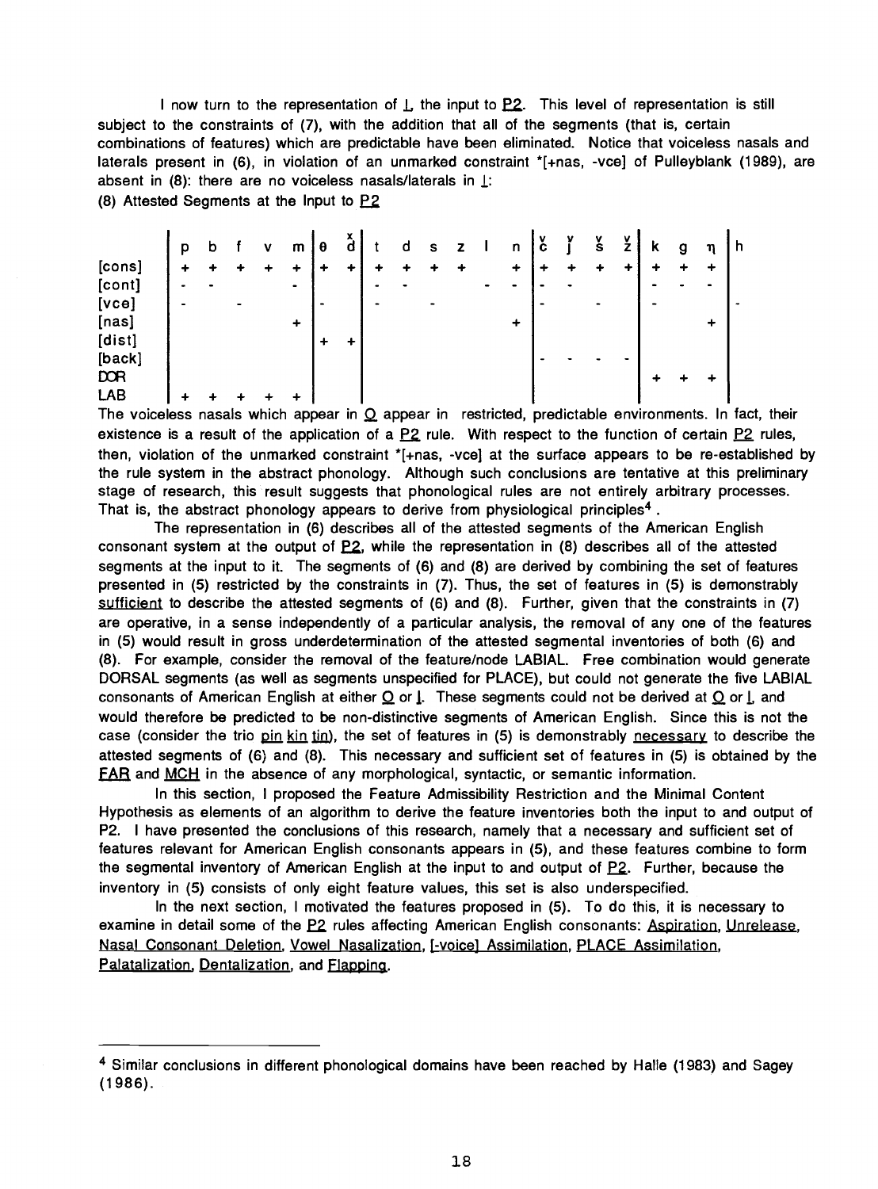I now turn to the representation of I, the input to P2. This level of representation is still subject to the constraints of (7), with the addition that all of the segments (that is, certain combinations of features) which are predictable have been eliminated. Notice that voiceless nasals and laterals present in (6), in violation of an unmarked constraint *[+nas, -vce] of Pulleyblank (1989), are absent in (8): there are no voiceless nasals/laterals in I:

(8) Attested Segments at the Input to P2

| | p | b | f | v | m | θ | ð | t | d | s | z | l | n | č | ǰ | š | ž | k | g | ŋ | h |
|---|---|---|---|---|---|---|---|---|---|---|---|---|---|---|---|---|---|---|---|---|---|
| [cons] | + | + | + | + | + | + | + | + | + | + | + | | + | + | + | + | + | + | + | + | |
| [cont] | - | - | | | - | | | - | - | | | - | - | - | - | | | - | - | - | |
| [vce] | - | | - | | | - | | - | | - | | | | - | | - | | - | | | - |
| [nas] | | | | | + | | | | | | | | + | | | | | | | + | |
| [dist] | | | | | | + | + | | | | | | | | | | | | | | |
| [back] | | | | | | | | | | | | | | - | - | - | - | | | | |
| DOR | | | | | | | | | | | | | | | | | | + | + | + | |
| LAB | + | + | + | + | + | | | | | | | | | | | | | | | | |

The voiceless nasals which appear in O appear in restricted, predictable environments. In fact, their existence is a result of the application of a P2 rule. With respect to the function of certain P2 rules, then, violation of the unmarked constraint *[+nas, -vce] at the surface appears to be re-established by the rule system in the abstract phonology. Although such conclusions are tentative at this preliminary stage of research, this result suggests that phonological rules are not entirely arbitrary processes. That is, the abstract phonology appears to derive from physiological principles[4].

The representation in (6) describes all of the attested segments of the American English consonant system at the output of P2, while the representation in (8) describes all of the attested segments at the input to it. The segments of (6) and (8) are derived by combining the set of features presented in (5) restricted by the constraints in (7). Thus, the set of features in (5) is demonstrably sufficient to describe the attested segments of (6) and (8). Further, given that the constraints in (7) are operative, in a sense independently of a particular analysis, the removal of any one of the features in (5) would result in gross underdetermination of the attested segmental inventories of both (6) and (8). For example, consider the removal of the feature/node LABIAL. Free combination would generate DORSAL segments (as well as segments unspecified for PLACE), but could not generate the five LABIAL consonants of American English at either O or I. These segments could not be derived at O or I, and would therefore be predicted to be non-distinctive segments of American English. Since this is not the case (consider the trio pin kin tin), the set of features in (5) is demonstrably necessary to describe the attested segments of (6) and (8). This necessary and sufficient set of features in (5) is obtained by the FAR and MCH in the absence of any morphological, syntactic, or semantic information.

In this section, I proposed the Feature Admissibility Restriction and the Minimal Content Hypothesis as elements of an algorithm to derive the feature inventories both the input to and output of P2. I have presented the conclusions of this research, namely that a necessary and sufficient set of features relevant for American English consonants appears in (5), and these features combine to form the segmental inventory of American English at the input to and output of P2. Further, because the inventory in (5) consists of only eight feature values, this set is also underspecified.

In the next section, I motivated the features proposed in (5). To do this, it is necessary to examine in detail some of the P2 rules affecting American English consonants: Aspiration, Unrelease, Nasal Consonant Deletion, Vowel Nasalization, [-voice] Assimilation, PLACE Assimilation, Palatalization, Dentalization, and Flapping.

---

[4] Similar conclusions in different phonological domains have been reached by Halle (1983) and Sagey (1986).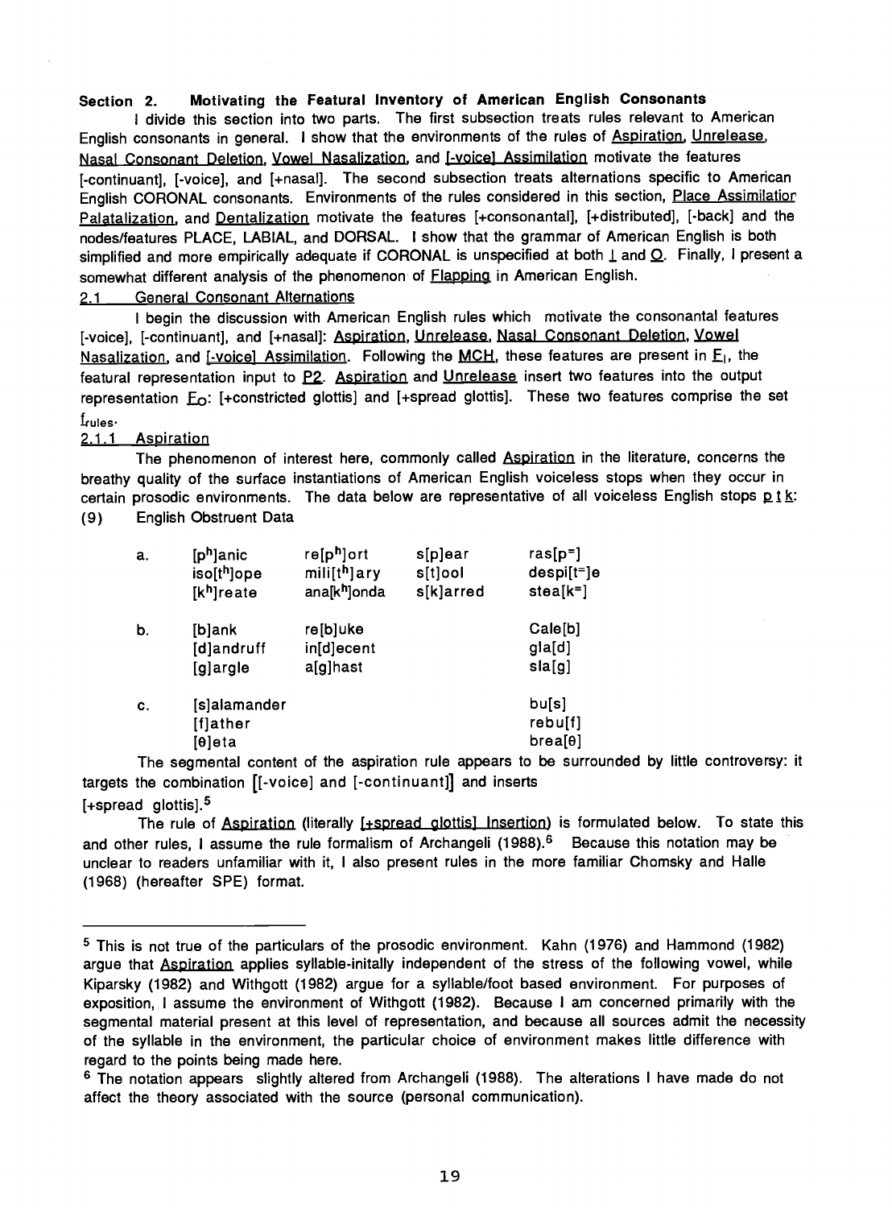## Section 2. Motivating the Featural Inventory of American English Consonants

I divide this section into two parts. The first subsection treats rules relevant to American English consonants in general. I show that the environments of the rules of Aspiration, Unrelease, Nasal Consonant Deletion, Vowel Nasalization, and [-voice] Assimilation motivate the features [-continuant], [-voice], and [+nasal]. The second subsection treats alternations specific to American English CORONAL consonants. Environments of the rules considered in this section, Place Assimilation, Palatalization, and Dentalization motivate the features [+consonantal], [+distributed], [-back] and the nodes/features PLACE, LABIAL, and DORSAL. I show that the grammar of American English is both simplified and more empirically adequate if CORONAL is unspecified at both I and O. Finally, I present a somewhat different analysis of the phenomenon of Flapping in American English.

### 2.1 General Consonant Alternations

I begin the discussion with American English rules which motivate the consonantal features [-voice], [-continuant], and [+nasal]: Aspiration, Unrelease, Nasal Consonant Deletion, Vowel Nasalization, and [-voice] Assimilation. Following the MCH, these features are present in $F_I$, the featural representation input to P2. Aspiration and Unrelease insert two features into the output representation $F_O$: [+constricted glottis] and [+spread glottis]. These two features comprise the set $f_{rules}$.

#### 2.1.1 Aspiration

The phenomenon of interest here, commonly called Aspiration in the literature, concerns the breathy quality of the surface instantiations of American English voiceless stops when they occur in certain prosodic environments. The data below are representative of all voiceless English stops p t k:

(9) English Obstruent Data

| | | | | |
|---|---|---|---|---|
| a. | [pʰ]anic<br>iso[tʰ]ope<br>[kʰ]reate | re[pʰ]ort<br>mili[tʰ]ary<br>ana[kʰ]onda | s[p]ear<br>s[t]ool<br>s[k]arred | ras[p˭]<br>despi[t˭]e<br>stea[k˭] |
| b. | [b]ank<br>[d]andruff<br>[g]argle | re[b]uke<br>in[d]ecent<br>a[g]hast | | Cale[b]<br>gla[d]<br>sla[g] |
| c. | [s]alamander<br>[f]ather<br>[θ]eta | | | bu[s]<br>rebu[f]<br>brea[θ] |

The segmental content of the aspiration rule appears to be surrounded by little controversy: it targets the combination [[-voice] and [-continuant]] and inserts [+spread glottis].[5]

The rule of Aspiration (literally [+spread glottis] Insertion) is formulated below. To state this and other rules, I assume the rule formalism of Archangeli (1988).[6] Because this notation may be unclear to readers unfamiliar with it, I also present rules in the more familiar Chomsky and Halle (1968) (hereafter SPE) format.

---

[5] This is not true of the particulars of the prosodic environment. Kahn (1976) and Hammond (1982) argue that Aspiration applies syllable-initally independent of the stress of the following vowel, while Kiparsky (1982) and Withgott (1982) argue for a syllable/foot based environment. For purposes of exposition, I assume the environment of Withgott (1982). Because I am concerned primarily with the segmental material present at this level of representation, and because all sources admit the necessity of the syllable in the environment, the particular choice of environment makes little difference with regard to the points being made here.

[6] The notation appears slightly altered from Archangeli (1988). The alterations I have made do not affect the theory associated with the source (personal communication).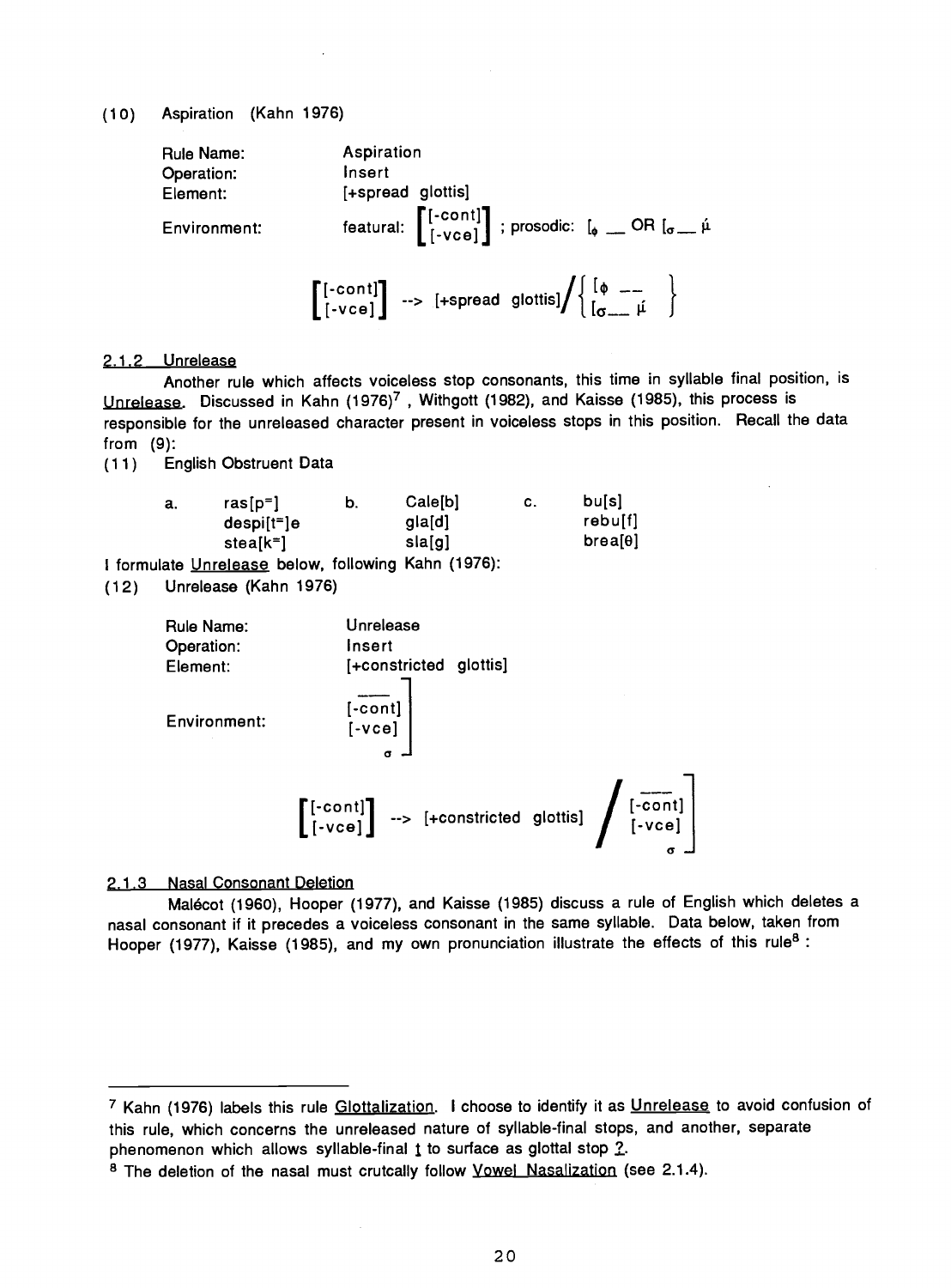(10) Aspiration (Kahn 1976)

| | |
|---|---|
| Rule Name: | Aspiration |
| Operation: | Insert |
| Element: | [+spread glottis] |
| Environment: | featural: $\begin{bmatrix} \text{[-cont]} \\ \text{[-vce]} \end{bmatrix}$ ; prosodic: $[_\phi$ ___ OR $[_\sigma$ ___ $\acute{\mu}$ |

$$\begin{bmatrix} \text{[-cont]} \\ \text{[-vce]} \end{bmatrix} \rightarrow \text{[+spread glottis]} \Big/ \left\{ \begin{array}{l} [_\phi \text{ ---} \\ [_\sigma \text{---} \ \acute{\mu} \end{array} \right\}$$

### 2.1.2 Unrelease

Another rule which affects voiceless stop consonants, this time in syllable final position, is Unrelease. Discussed in Kahn (1976)[7], Withgott (1982), and Kaisse (1985), this process is responsible for the unreleased character present in voiceless stops in this position. Recall the data from (9):

(11) English Obstruent Data

| a. | ras[p⁼] | b. | Cale[b] | c. | bu[s] |
|---|---|---|---|---|---|
| | despi[t⁼]e | | gla[d] | | rebu[f] |
| | stea[k⁼] | | sla[g] | | brea[θ] |

I formulate Unrelease below, following Kahn (1976):

(12) Unrelease (Kahn 1976)

| | |
|---|---|
| Rule Name: | Unrelease |
| Operation: | Insert |
| Element: | [+constricted glottis] |
| Environment: | $\begin{matrix} \_\_\_ \\ \text{[-cont]} \\ \text{[-vce]} \end{matrix} \Big]_\sigma$ |

$$\begin{bmatrix} \text{[-cont]} \\ \text{[-vce]} \end{bmatrix} \rightarrow \text{[+constricted glottis]} \Big/ \begin{matrix} \_\_\_ \\ \text{[-cont]} \\ \text{[-vce]} \end{matrix} \Big]_\sigma$$

### 2.1.3 Nasal Consonant Deletion

Malécot (1960), Hooper (1977), and Kaisse (1985) discuss a rule of English which deletes a nasal consonant if it precedes a voiceless consonant in the same syllable. Data below, taken from Hooper (1977), Kaisse (1985), and my own pronunciation illustrate the effects of this rule[8] :

---

[7] Kahn (1976) labels this rule Glottalization. I choose to identify it as Unrelease to avoid confusion of this rule, which concerns the unreleased nature of syllable-final stops, and another, separate phenomenon which allows syllable-final t to surface as glottal stop ʔ.

[8] The deletion of the nasal must crutcally follow Vowel Nasalization (see 2.1.4).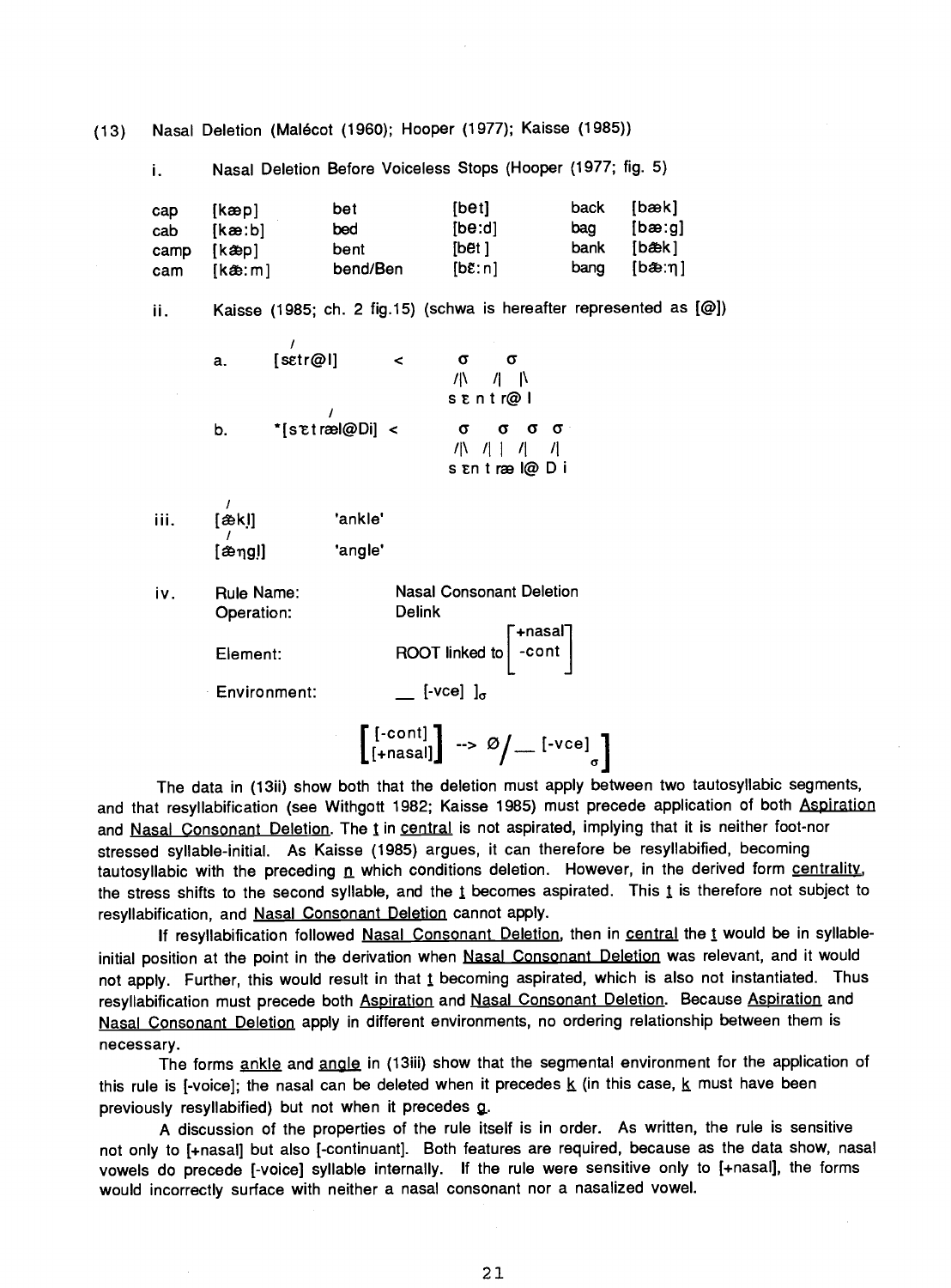(13) Nasal Deletion (Malécot (1960); Hooper (1977); Kaisse (1985))

i. Nasal Deletion Before Voiceless Stops (Hooper (1977; fig. 5)

| | | | | | |
|---|---|---|---|---|---|
| cap | [kæp] | bet | [bet] | back | [bæk] |
| cab | [kæ:b] | bed | [be:d] | bag | [bæ:g] |
| camp | [kæ̃p] | bent | [bẽt] | bank | [bæ̃k] |
| cam | [kæ̃:m] | bend/Ben | [bɛ̃:n] | bang | [bæ̃:ŋ] |

ii. Kaisse (1985; ch. 2 fig.15) (schwa is hereafter represented as [@])

a. [sɛ́tr@l] < σ σ /|\ /| |\ s ɛ n t r@ l

b. *[sɛ̃trǽl@Di] < σ σ σ σ /|\ /| | /| /| s ɛ n t ræ l@ D i

iii. [ǽ̃kl̩] 'ankle'
[ǽ̃ŋgl̩] 'angle'

iv. Rule Name: Nasal Consonant Deletion
Operation: Delink
Element: ROOT linked to [+nasal, -cont]
Environment: __ [-vce] $]_\sigma$

$$\begin{bmatrix}[\text{-cont}]\\ [\text{+nasal}]\end{bmatrix} \rightarrow \emptyset / \_\_ [\text{-vce}]\ ]_\sigma$$

The data in (13ii) show both that the deletion must apply between two tautosyllabic segments, and that resyllabification (see Withgott 1982; Kaisse 1985) must precede application of both Aspiration and Nasal Consonant Deletion. The t in central is not aspirated, implying that it is neither foot-nor stressed syllable-initial. As Kaisse (1985) argues, it can therefore be resyllabified, becoming tautosyllabic with the preceding n which conditions deletion. However, in the derived form centrality, the stress shifts to the second syllable, and the t becomes aspirated. This t is therefore not subject to resyllabification, and Nasal Consonant Deletion cannot apply.

If resyllabification followed Nasal Consonant Deletion, then in central the t would be in syllable-initial position at the point in the derivation when Nasal Consonant Deletion was relevant, and it would not apply. Further, this would result in that t becoming aspirated, which is also not instantiated. Thus resyllabification must precede both Aspiration and Nasal Consonant Deletion. Because Aspiration and Nasal Consonant Deletion apply in different environments, no ordering relationship between them is necessary.

The forms ankle and angle in (13iii) show that the segmental environment for the application of this rule is [-voice]; the nasal can be deleted when it precedes k (in this case, k must have been previously resyllabified) but not when it precedes g.

A discussion of the properties of the rule itself is in order. As written, the rule is sensitive not only to [+nasal] but also [-continuant]. Both features are required, because as the data show, nasal vowels do precede [-voice] syllable internally. If the rule were sensitive only to [+nasal], the forms would incorrectly surface with neither a nasal consonant nor a nasalized vowel.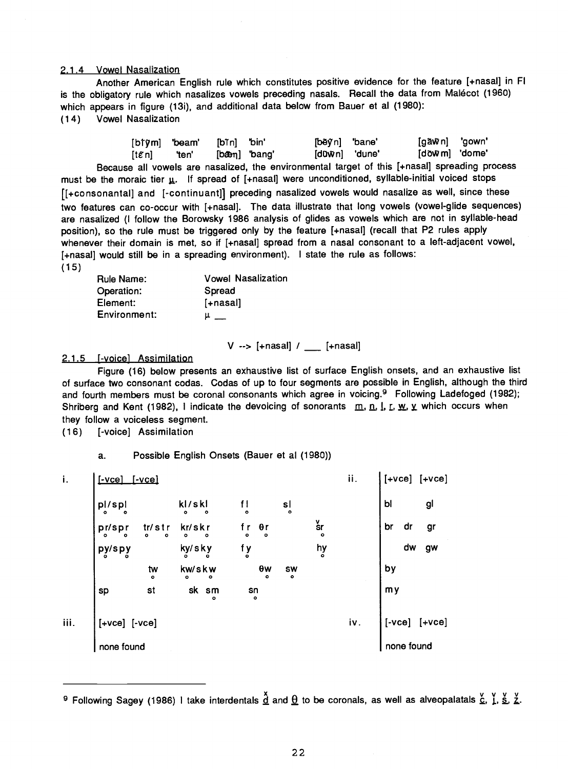### 2.1.4 Vowel Nasalization

Another American English rule which constitutes positive evidence for the feature [+nasal] in FI is the obligatory rule which nasalizes vowels preceding nasals. Recall the data from Malécot (1960) which appears in figure (13i), and additional data below from Bauer et al (1980):

(14) Vowel Nasalization

| | | | | | | | |
|---|---|---|---|---|---|---|---|
| [bĩỹm] | 'beam' | [bĩn] | 'bin' | [bẽỹn] | 'bane' | [gãw̃n] | 'gown' |
| [tẽn] | 'ten' | [bæ̃ŋ] | 'bang' | [dũw̃n] | 'dune' | [dõw̃m] | 'dome' |

Because all vowels are nasalized, the environmental target of this [+nasal] spreading process must be the moraic tier μ. If spread of [+nasal] were unconditioned, syllable-initial voiced stops [[+consonantal] and [-continuant]] preceding nasalized vowels would nasalize as well, since these two features can co-occur with [+nasal]. The data illustrate that long vowels (vowel-glide sequences) are nasalized (I follow the Borowsky 1986 analysis of glides as vowels which are not in syllable-head position), so the rule must be triggered only by the feature [+nasal] (recall that P2 rules apply whenever their domain is met, so if [+nasal] spread from a nasal consonant to a left-adjacent vowel, [+nasal] would still be in a spreading environment). I state the rule as follows:

(15)

| | |
|---|---|
| Rule Name: | Vowel Nasalization |
| Operation: | Spread |
| Element: | [+nasal] |
| Environment: | μ ___ |

V --> [+nasal] / ___ [+nasal]

### 2.1.5 [-voice] Assimilation

Figure (16) below presents an exhaustive list of surface English onsets, and an exhaustive list of surface two consonant codas. Codas of up to four segments are possible in English, although the third and fourth members must be coronal consonants which agree in voicing.[9] Following Ladefoged (1982); Shriberg and Kent (1982), I indicate the devoicing of sonorants m̥, n̥, l̥, r̥, w̥, y̥ which occurs when they follow a voiceless segment.

(16) [-voice] Assimilation

a. Possible English Onsets (Bauer et al (1980))

i. [-vce] [-vce]

| | | | | | | |
|---|---|---|---|---|---|---|
| pl̥/spl̥ | | kl̥/skl̥ | | fl̥ | sl̥ | |
| pr̥/spr̥ | tr̥/str̥ | kr̥/skr̥ | | fr̥ θr̥ | | šr̥ |
| py̥/spy̥ | | ky̥/sky̥ | | fy̥ | | hy̥ |
| | tw̥ | kw̥/skw̥ | | θw̥ | sw̥ | |
| sp | st | sk | sm̥ | sn̥ | | |

ii. [+vce] [+vce]

| | | |
|---|---|---|
| bl | | gl |
| br | dr | gr |
| | dw | gw |
| by | | |
| my | | |

iii. [+vce] [-vce]

none found

iv. [-vce] [+vce]

none found

---

[9] Following Sagey (1986) I take interdentals ð and θ to be coronals, as well as alveopalatals č, ǰ, š, ž.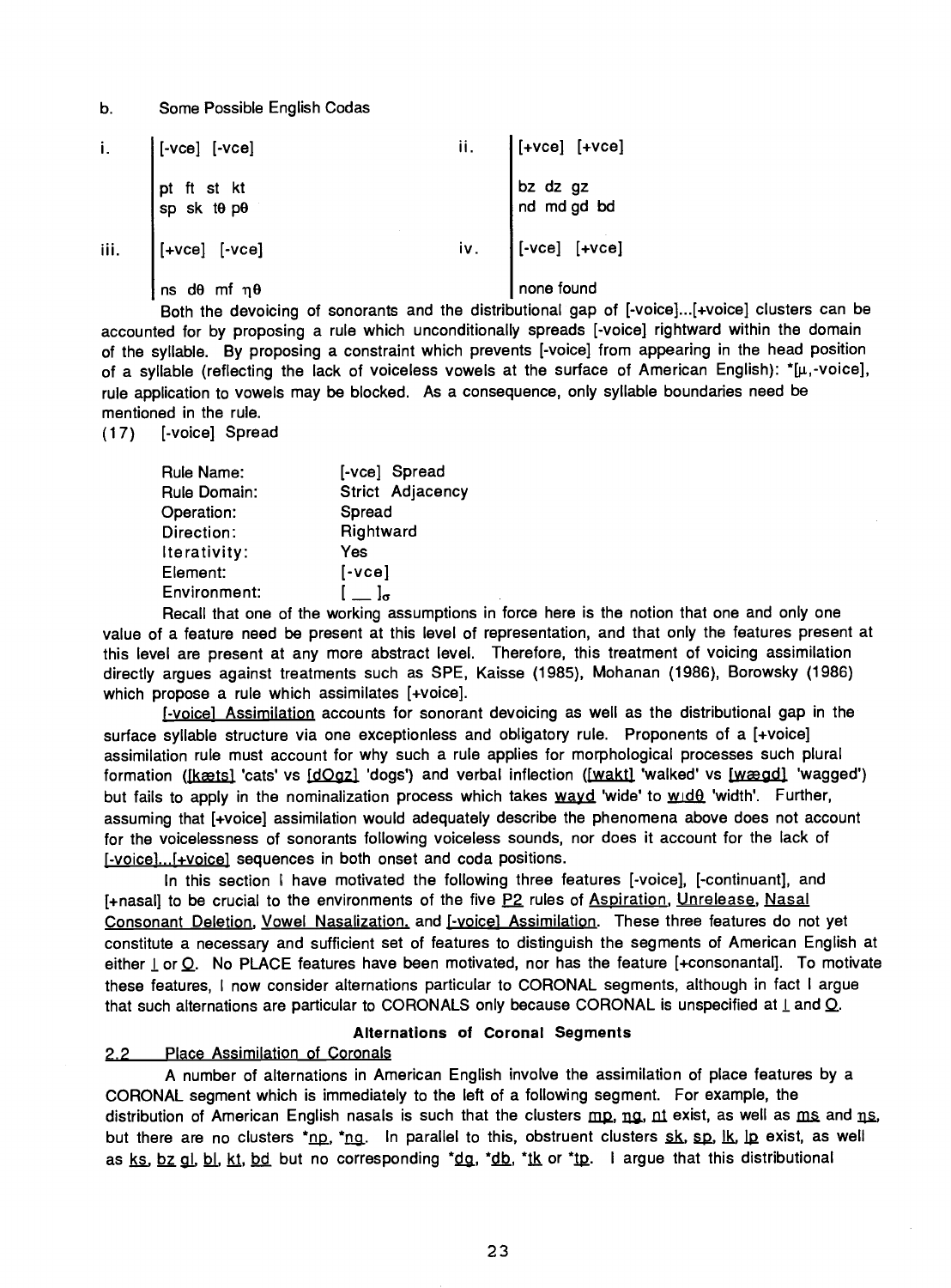b. Some Possible English Codas

| | | | |
|---|---|---|---|
| i. | [-vce] [-vce]<br><br>pt ft st kt<br>sp sk tθ pθ | ii. | [+vce] [+vce]<br><br>bz dz gz<br>nd md gd bd |
| iii. | [+vce] [-vce]<br><br>ns dθ mf ŋθ | iv. | [-vce] [+vce]<br><br>none found |

Both the devoicing of sonorants and the distributional gap of [-voice]...[+voice] clusters can be accounted for by proposing a rule which unconditionally spreads [-voice] rightward within the domain of the syllable. By proposing a constraint which prevents [-voice] from appearing in the head position of a syllable (reflecting the lack of voiceless vowels at the surface of American English): *[μ,-voice], rule application to vowels may be blocked. As a consequence, only syllable boundaries need be mentioned in the rule.

(17) [-voice] Spread

| | |
|---|---|
| Rule Name: | [-vce] Spread |
| Rule Domain: | Strict Adjacency |
| Operation: | Spread |
| Direction: | Rightward |
| Iterativity: | Yes |
| Element: | [-vce] |
| Environment: | $[\ \_\_\ ]_{\sigma}$ |

Recall that one of the working assumptions in force here is the notion that one and only one value of a feature need be present at this level of representation, and that only the features present at this level are present at any more abstract level. Therefore, this treatment of voicing assimilation directly argues against treatments such as SPE, Kaisse (1985), Mohanan (1986), Borowsky (1986) which propose a rule which assimilates [+voice].

<u>[-voice] Assimilation</u> accounts for sonorant devoicing as well as the distributional gap in the surface syllable structure via one exceptionless and obligatory rule. Proponents of a [+voice] assimilation rule must account for why such a rule applies for morphological processes such plural formation (<u>[kæts]</u> 'cats' vs <u>[dOgz]</u> 'dogs') and verbal inflection (<u>[wakt]</u> 'walked' vs <u>[wægd]</u> 'wagged') but fails to apply in the nominalization process which takes <u>wayd</u> 'wide' to <u>wɪdθ</u> 'width'. Further, assuming that [+voice] assimilation would adequately describe the phenomena above does not account for the voicelessness of sonorants following voiceless sounds, nor does it account for the lack of <u>[-voice]...[+voice]</u> sequences in both onset and coda positions.

In this section I have motivated the following three features [-voice], [-continuant], and [+nasal] to be crucial to the environments of the five <u>P2</u> rules of <u>Aspiration</u>, <u>Unrelease</u>, <u>Nasal Consonant Deletion</u>, <u>Vowel Nasalization</u>, and <u>[-voice] Assimilation</u>. These three features do not yet constitute a necessary and sufficient set of features to distinguish the segments of American English at either <u>I</u> or <u>O</u>. No PLACE features have been motivated, nor has the feature [+consonantal]. To motivate these features, I now consider alternations particular to CORONAL segments, although in fact I argue that such alternations are particular to CORONALS only because CORONAL is unspecified at <u>I</u> and <u>O</u>.

**Alternations of Coronal Segments**

## 2.2 Place Assimilation of Coronals

A number of alternations in American English involve the assimilation of place features by a CORONAL segment which is immediately to the left of a following segment. For example, the distribution of American English nasals is such that the clusters <u>mp</u>, <u>ŋg</u>, <u>nt</u> exist, as well as <u>ms</u> and <u>ŋs</u>, but there are no clusters *<u>np</u>, *<u>ng</u>. In parallel to this, obstruent clusters <u>sk</u>, <u>sp</u>, <u>lk</u>, <u>lp</u> exist, as well as <u>ks</u>, <u>bz</u> <u>gl</u>, <u>bl</u>, <u>kt</u>, <u>bd</u> but no corresponding *<u>dg</u>, *<u>db</u>, *<u>tk</u> or *<u>tp</u>. I argue that this distributional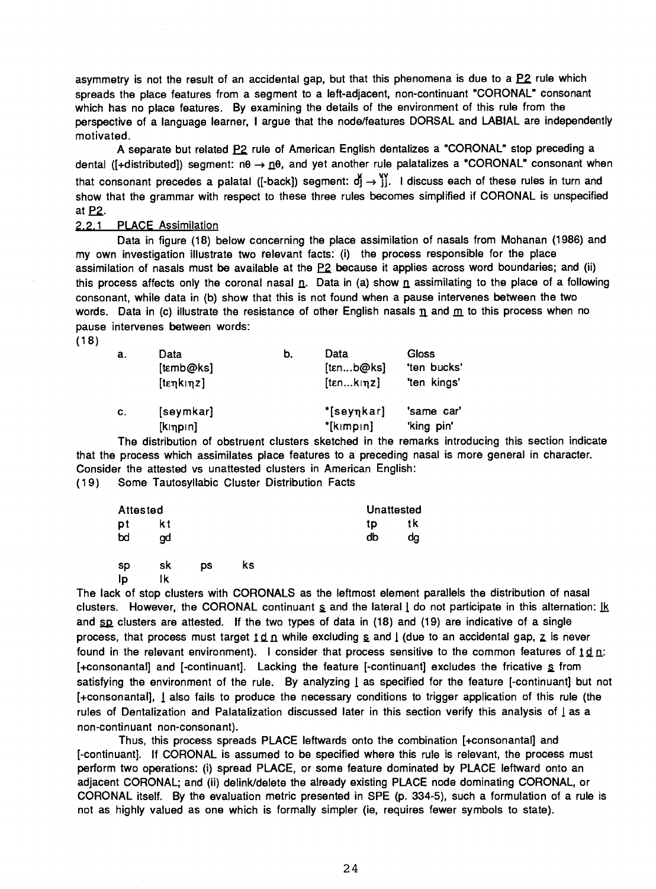asymmetry is not the result of an accidental gap, but that this phenomena is due to a P2 rule which spreads the place features from a segment to a left-adjacent, non-continuant "CORONAL" consonant which has no place features. By examining the details of the environment of this rule from the perspective of a language learner, I argue that the node/features DORSAL and LABIAL are independently motivated.

A separate but related P2 rule of American English dentalizes a "CORONAL" stop preceding a dental ([+distributed]) segment: nθ → n̪θ, and yet another rule palatalizes a "CORONAL" consonant when that consonant precedes a palatal ([-back]) segment: ďj → ǰǰ. I discuss each of these rules in turn and show that the grammar with respect to these three rules becomes simplified if CORONAL is unspecified at P2.

### 2.2.1 PLACE Assimilation

Data in figure (18) below concerning the place assimilation of nasals from Mohanan (1986) and my own investigation illustrate two relevant facts: (i) the process responsible for the place assimilation of nasals must be available at the P2 because it applies across word boundaries; and (ii) this process affects only the coronal nasal n. Data in (a) show n assimilating to the place of a following consonant, while data in (b) show that this is not found when a pause intervenes between the two words. Data in (c) illustrate the resistance of other English nasals ŋ and m to this process when no pause intervenes between words:

(18)

| | a. Data | b. Data | Gloss |
|---|---|---|---|
| | [tɛmb@ks] | [tɛn...b@ks] | 'ten bucks' |
| | [tɛŋkɪŋz] | [tɛn...kɪŋz] | 'ten kings' |
| c. | [seymkar] | *[seyŋkar] | 'same car' |
| | [kɪŋpɪn] | *[kɪmpɪn] | 'king pin' |

The distribution of obstruent clusters sketched in the remarks introducing this section indicate that the process which assimilates place features to a preceding nasal is more general in character. Consider the attested vs unattested clusters in American English:

(19) Some Tautosyllabic Cluster Distribution Facts

| Attested | | | | Unattested | |
|---|---|---|---|---|---|
| pt | kt | | | tp | tk |
| bd | gd | | | db | dg |
| sp | sk | ps | ks | | |
| lp | lk | | | | |

The lack of stop clusters with CORONALS as the leftmost element parallels the distribution of nasal clusters. However, the CORONAL continuant s and the lateral l do not participate in this alternation: lk and sp clusters are attested. If the two types of data in (18) and (19) are indicative of a single process, that process must target t d n while excluding s and l (due to an accidental gap, z is never found in the relevant environment). I consider that process sensitive to the common features of t d n: [+consonantal] and [-continuant]. Lacking the feature [-continuant] excludes the fricative s from satisfying the environment of the rule. By analyzing l as specified for the feature [-continuant] but not [+consonantal], l also fails to produce the necessary conditions to trigger application of this rule (the rules of Dentalization and Palatalization discussed later in this section verify this analysis of l as a non-continuant non-consonant).

Thus, this process spreads PLACE leftwards onto the combination [+consonantal] and [-continuant]. If CORONAL is assumed to be specified where this rule is relevant, the process must perform two operations: (i) spread PLACE, or some feature dominated by PLACE leftward onto an adjacent CORONAL; and (ii) delink/delete the already existing PLACE node dominating CORONAL, or CORONAL itself. By the evaluation metric presented in SPE (p. 334-5), such a formulation of a rule is not as highly valued as one which is formally simpler (ie, requires fewer symbols to state).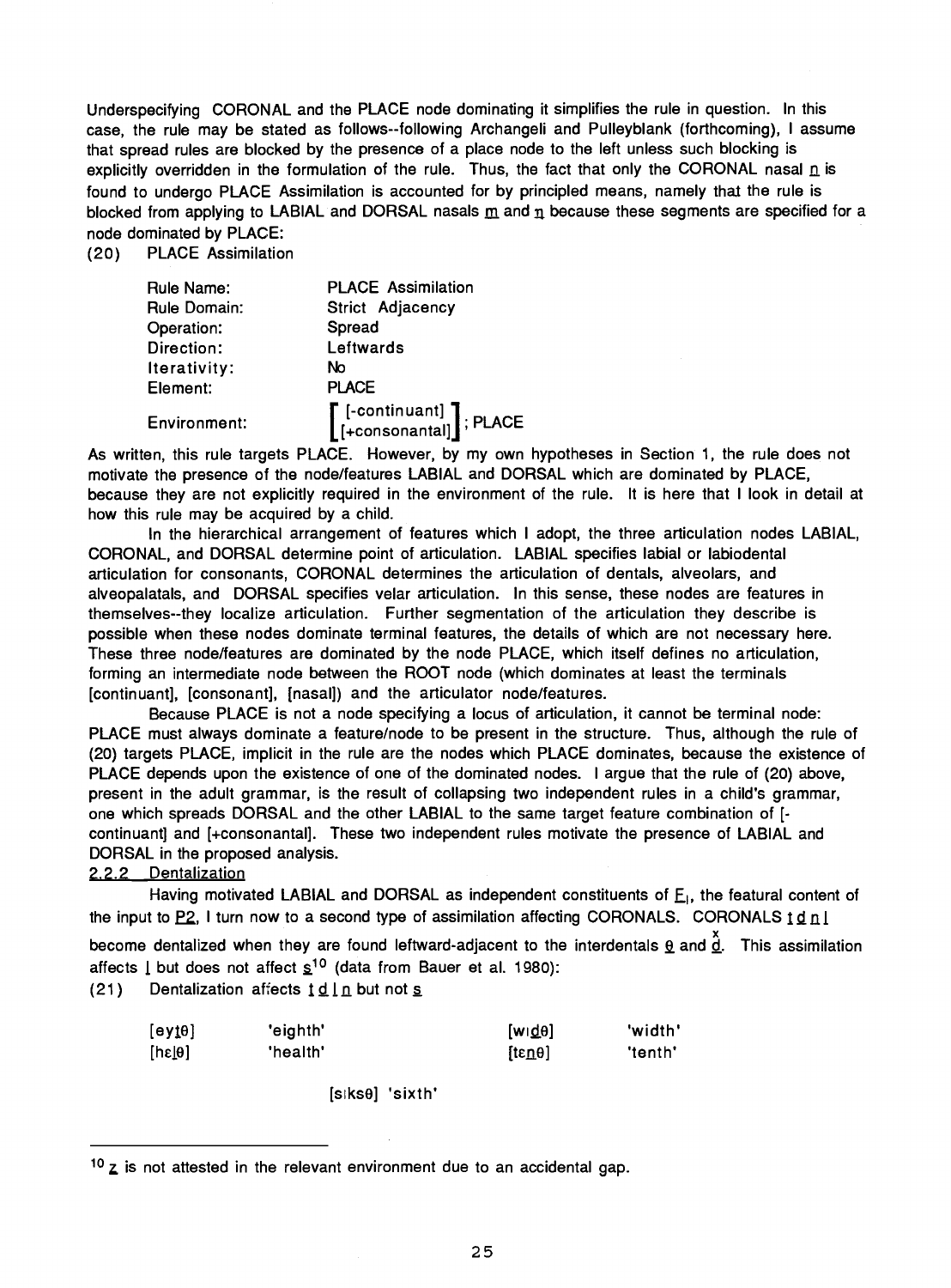Underspecifying CORONAL and the PLACE node dominating it simplifies the rule in question. In this case, the rule may be stated as follows--following Archangeli and Pulleyblank (forthcoming), I assume that spread rules are blocked by the presence of a place node to the left unless such blocking is explicitly overridden in the formulation of the rule. Thus, the fact that only the CORONAL nasal n is found to undergo PLACE Assimilation is accounted for by principled means, namely that the rule is blocked from applying to LABIAL and DORSAL nasals m and ŋ because these segments are specified for a node dominated by PLACE:

(20) PLACE Assimilation

| | |
|---|---|
| Rule Name: | PLACE Assimilation |
| Rule Domain: | Strict Adjacency |
| Operation: | Spread |
| Direction: | Leftwards |
| Iterativity: | No |
| Element: | PLACE |
| Environment: | $\begin{bmatrix} \text{[-continuant]} \\ \text{[+consonantal]} \end{bmatrix}$; PLACE |

As written, this rule targets PLACE. However, by my own hypotheses in Section 1, the rule does not motivate the presence of the node/features LABIAL and DORSAL which are dominated by PLACE, because they are not explicitly required in the environment of the rule. It is here that I look in detail at how this rule may be acquired by a child.

In the hierarchical arrangement of features which I adopt, the three articulation nodes LABIAL, CORONAL, and DORSAL determine point of articulation. LABIAL specifies labial or labiodental articulation for consonants, CORONAL determines the articulation of dentals, alveolars, and alveopalatals, and DORSAL specifies velar articulation. In this sense, these nodes are features in themselves--they localize articulation. Further segmentation of the articulation they describe is possible when these nodes dominate terminal features, the details of which are not necessary here. These three node/features are dominated by the node PLACE, which itself defines no articulation, forming an intermediate node between the ROOT node (which dominates at least the terminals [continuant], [consonant], [nasal]) and the articulator node/features.

Because PLACE is not a node specifying a locus of articulation, it cannot be terminal node: PLACE must always dominate a feature/node to be present in the structure. Thus, although the rule of (20) targets PLACE, implicit in the rule are the nodes which PLACE dominates, because the existence of PLACE depends upon the existence of one of the dominated nodes. I argue that the rule of (20) above, present in the adult grammar, is the result of collapsing two independent rules in a child's grammar, one which spreads DORSAL and the other LABIAL to the same target feature combination of [-continuant] and [+consonantal]. These two independent rules motivate the presence of LABIAL and DORSAL in the proposed analysis.

### 2.2.2 Dentalization

Having motivated LABIAL and DORSAL as independent constituents of $F_I$, the featural content of the input to P2, I turn now to a second type of assimilation affecting CORONALS. CORONALS t d n l become dentalized when they are found leftward-adjacent to the interdentals θ and d̽. This assimilation affects l but does not affect s[10] (data from Bauer et al. 1980):

(21) Dentalization affects t d l n but not s

| | | | |
|---|---|---|---|
| [eyt̪θ] | 'eighth' | [wɪd̪θ] | 'width' |
| [hɛl̪θ] | 'health' | [tɛn̪θ] | 'tenth' |
| | [sɪksθ] 'sixth' | | |

---

[10] z is not attested in the relevant environment due to an accidental gap.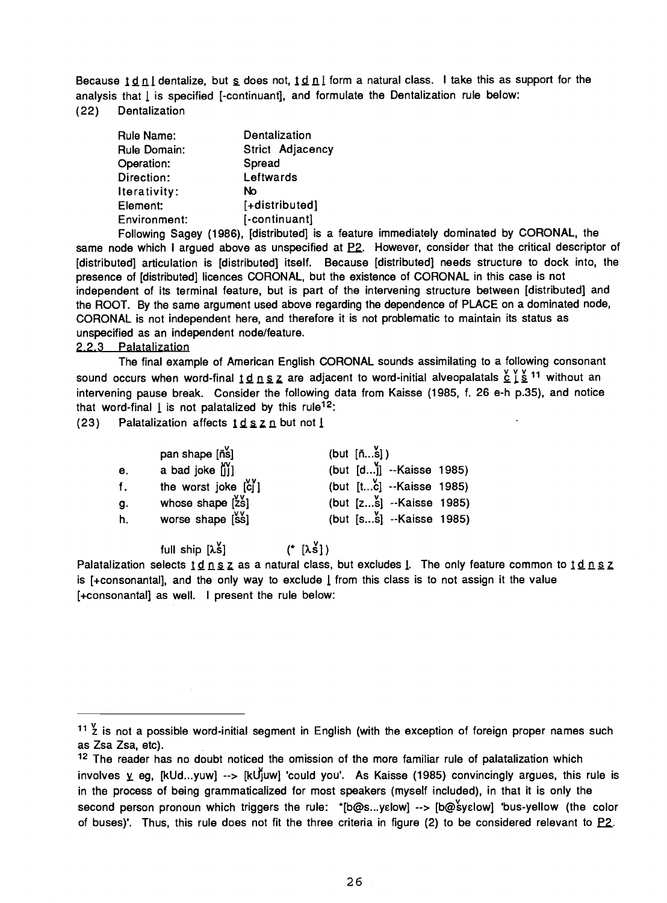Because t̪ d̪ n̪ l̪ dentalize, but s̪ does not, t̪ d̪ n̪ l̪ form a natural class. I take this as support for the analysis that l̪ is specified [-continuant], and formulate the Dentalization rule below:

(22) Dentalization

| | |
|---|---|
| Rule Name: | Dentalization |
| Rule Domain: | Strict Adjacency |
| Operation: | Spread |
| Direction: | Leftwards |
| Iterativity: | No |
| Element: | [+distributed] |
| Environment: | [-continuant] |

Following Sagey (1986), [distributed] is a feature immediately dominated by CORONAL, the same node which I argued above as unspecified at P2. However, consider that the critical descriptor of [distributed] articulation is [distributed] itself. Because [distributed] needs structure to dock into, the presence of [distributed] licences CORONAL, but the existence of CORONAL in this case is not independent of its terminal feature, but is part of the intervening structure between [distributed] and the ROOT. By the same argument used above regarding the dependence of PLACE on a dominated node, CORONAL is not independent here, and therefore it is not problematic to maintain its status as unspecified as an independent node/feature.

## 2.2.3 Palatalization

The final example of American English CORONAL sounds assimilating to a following consonant sound occurs when word-final t d n s z are adjacent to word-initial alveopalatals č ǰ š [11] without an intervening pause break. Consider the following data from Kaisse (1985, f. 26 e-h p.35), and notice that word-final l is not palatalized by this rule[12]:

(23) Palatalization affects t d s z n but not l

| | | | |
|---|---|---|---|
| | pan shape [ňš] | (but [ñ...š]) | |
| e. | a bad joke [ǰǰ] | (but [d...ǰ] | --Kaisse 1985) |
| f. | the worst joke [čǰ] | (but [t...č] | --Kaisse 1985) |
| g. | whose shape [žš] | (but [z...š] | --Kaisse 1985) |
| h. | worse shape [šš] | (but [s...š] | --Kaisse 1985) |
| | full ship [λš] | (* [λ̌š]) | |

Palatalization selects t d n s z as a natural class, but excludes l. The only feature common to t d n s z is [+consonantal], and the only way to exclude l from this class is to not assign it the value [+consonantal] as well. I present the rule below:

---

[11] ž is not a possible word-initial segment in English (with the exception of foreign proper names such as Zsa Zsa, etc).

[12] The reader has no doubt noticed the omission of the more familiar rule of palatalization which involves y eg, [kUd...yuw] --> [kUǰuw] 'could you'. As Kaisse (1985) convincingly argues, this rule is in the process of being grammaticalized for most speakers (myself included), in that it is only the second person pronoun which triggers the rule: *[b@s...yɛlow] --> [b@šyɛlow] 'bus-yellow (the color of buses)'. Thus, this rule does not fit the three criteria in figure (2) to be considered relevant to P2.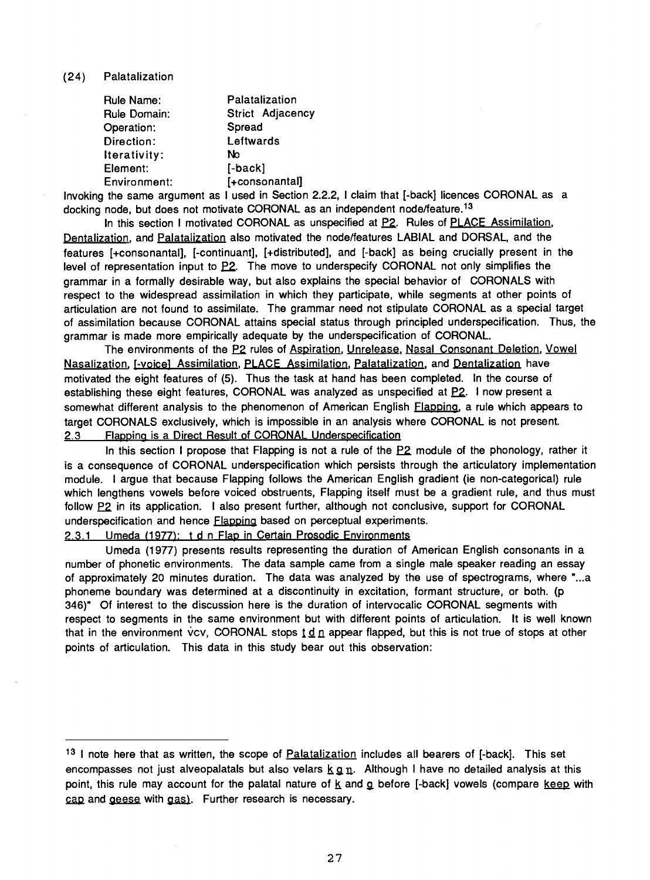(24) Palatalization

| Rule Name: | Palatalization |
|---|---|
| Rule Domain: | Strict Adjacency |
| Operation: | Spread |
| Direction: | Leftwards |
| Iterativity: | No |
| Element: | [-back] |
| Environment: | [+consonantal] |

Invoking the same argument as I used in Section 2.2.2, I claim that [-back] licences CORONAL as a docking node, but does not motivate CORONAL as an independent node/feature.[13]

In this section I motivated CORONAL as unspecified at P2. Rules of PLACE Assimilation, Dentalization, and Palatalization also motivated the node/features LABIAL and DORSAL, and the features [+consonantal], [-continuant], [+distributed], and [-back] as being crucially present in the level of representation input to P2. The move to underspecify CORONAL not only simplifies the grammar in a formally desirable way, but also explains the special behavior of CORONALS with respect to the widespread assimilation in which they participate, while segments at other points of articulation are not found to assimilate. The grammar need not stipulate CORONAL as a special target of assimilation because CORONAL attains special status through principled underspecification. Thus, the grammar is made more empirically adequate by the underspecification of CORONAL.

The environments of the P2 rules of Aspiration, Unrelease, Nasal Consonant Deletion, Vowel Nasalization, [-voice] Assimilation, PLACE Assimilation, Palatalization, and Dentalization have motivated the eight features of (5). Thus the task at hand has been completed. In the course of establishing these eight features, CORONAL was analyzed as unspecified at P2. I now present a somewhat different analysis to the phenomenon of American English Flapping, a rule which appears to target CORONALS exclusively, which is impossible in an analysis where CORONAL is not present.

## 2.3 Flapping is a Direct Result of CORONAL Underspecification

In this section I propose that Flapping is not a rule of the P2 module of the phonology, rather it is a consequence of CORONAL underspecification which persists through the articulatory implementation module. I argue that because Flapping follows the American English gradient (ie non-categorical) rule which lengthens vowels before voiced obstruents, Flapping itself must be a gradient rule, and thus must follow P2 in its application. I also present further, although not conclusive, support for CORONAL underspecification and hence Flapping based on perceptual experiments.

### 2.3.1 Umeda (1977): t d n Flap in Certain Prosodic Environments

Umeda (1977) presents results representing the duration of American English consonants in a number of phonetic environments. The data sample came from a single male speaker reading an essay of approximately 20 minutes duration. The data was analyzed by the use of spectrograms, where "...a phoneme boundary was determined at a discontinuity in excitation, formant structure, or both. (p 346)" Of interest to the discussion here is the duration of intervocalic CORONAL segments with respect to segments in the same environment but with different points of articulation. It is well known that in the environment v́cv, CORONAL stops t d n appear flapped, but this is not true of stops at other points of articulation. This data in this study bear out this observation:

---

[13] I note here that as written, the scope of Palatalization includes all bearers of [-back]. This set encompasses not just alveopalatals but also velars k g ŋ. Although I have no detailed analysis at this point, this rule may account for the palatal nature of k and g before [-back] vowels (compare keep with cap and geese with gas). Further research is necessary.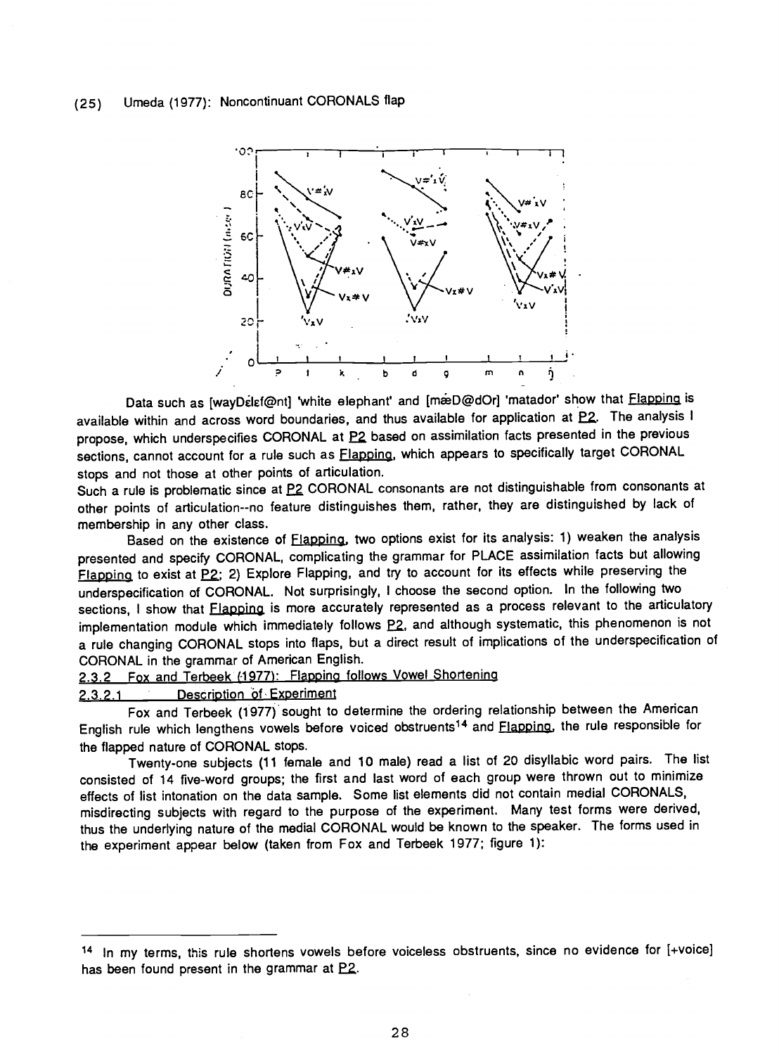(25) Umeda (1977): Noncontinuant CORONALS flap

Data such as [wayDélɛf@nt] 'white elephant' and [mæD@dOr] 'matador' show that Flapping is available within and across word boundaries, and thus available for application at P2. The analysis I propose, which underspecifies CORONAL at P2 based on assimilation facts presented in the previous sections, cannot account for a rule such as Flapping, which appears to specifically target CORONAL stops and not those at other points of articulation.
Such a rule is problematic since at P2 CORONAL consonants are not distinguishable from consonants at other points of articulation--no feature distinguishes them, rather, they are distinguished by lack of membership in any other class.

Based on the existence of Flapping, two options exist for its analysis: 1) weaken the analysis presented and specify CORONAL, complicating the grammar for PLACE assimilation facts but allowing Flapping to exist at P2; 2) Explore Flapping, and try to account for its effects while preserving the underspecification of CORONAL. Not surprisingly, I choose the second option. In the following two sections, I show that Flapping is more accurately represented as a process relevant to the articulatory implementation module which immediately follows P2, and although systematic, this phenomenon is not a rule changing CORONAL stops into flaps, but a direct result of implications of the underspecification of CORONAL in the grammar of American English.

## 2.3.2 Fox and Terbeek (1977): Flapping follows Vowel Shortening

### 2.3.2.1 Description of Experiment

Fox and Terbeek (1977) sought to determine the ordering relationship between the American English rule which lengthens vowels before voiced obstruents[14] and Flapping, the rule responsible for the flapped nature of CORONAL stops.

Twenty-one subjects (11 female and 10 male) read a list of 20 disyllabic word pairs. The list consisted of 14 five-word groups; the first and last word of each group were thrown out to minimize effects of list intonation on the data sample. Some list elements did not contain medial CORONALS, misdirecting subjects with regard to the purpose of the experiment. Many test forms were derived, thus the underlying nature of the medial CORONAL would be known to the speaker. The forms used in the experiment appear below (taken from Fox and Terbeek 1977; figure 1):

---

[14] In my terms, this rule shortens vowels before voiceless obstruents, since no evidence for [+voice] has been found present in the grammar at P2.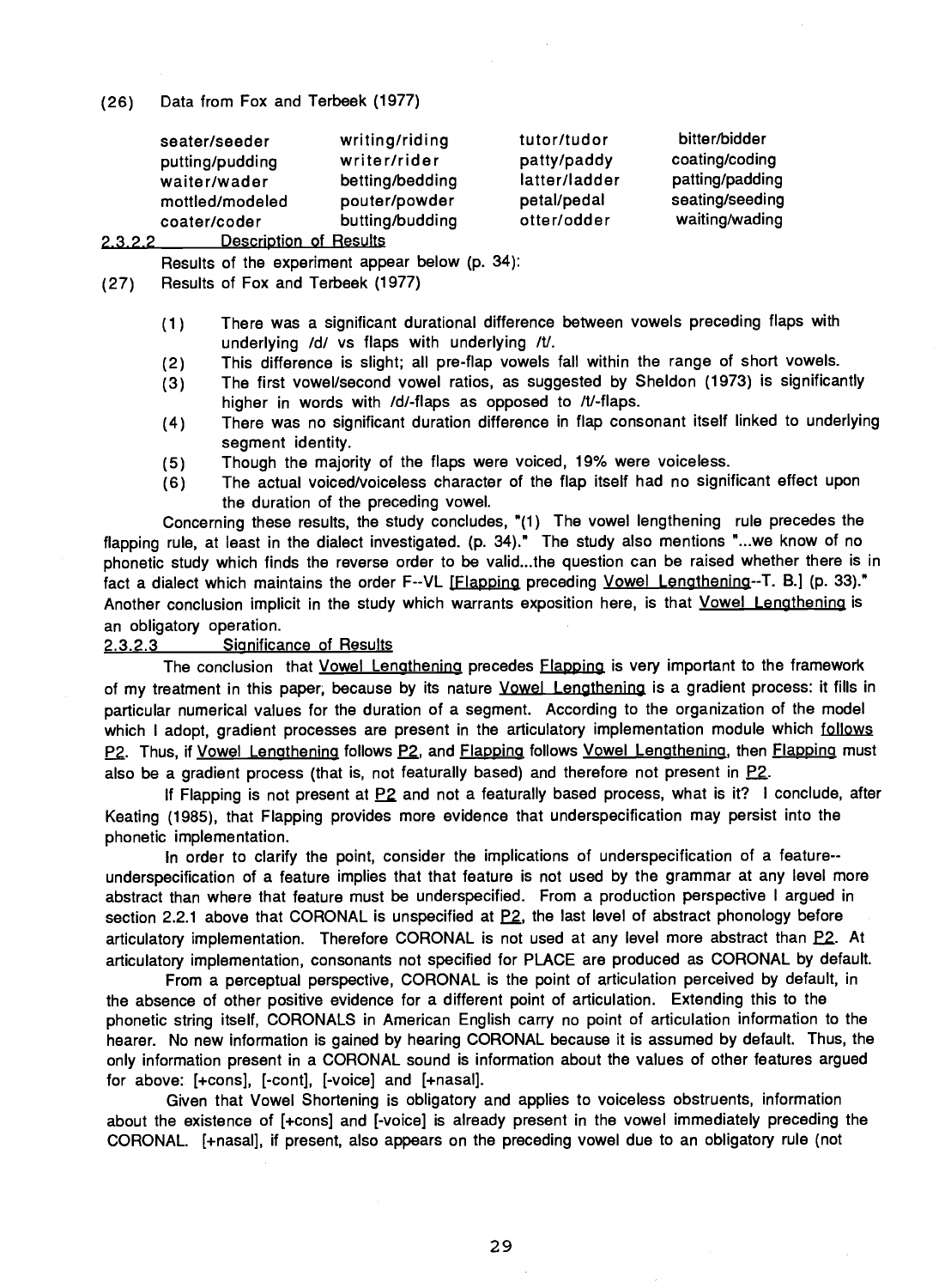(26) Data from Fox and Terbeek (1977)

| | | | |
|---|---|---|---|
| seater/seeder | writing/riding | tutor/tudor | bitter/bidder |
| putting/pudding | writer/rider | patty/paddy | coating/coding |
| waiter/wader | betting/bedding | latter/ladder | patting/padding |
| mottled/modeled | pouter/powder | petal/pedal | seating/seeding |
| coater/coder | butting/budding | otter/odder | waiting/wading |

### 2.3.2.2 Description of Results

Results of the experiment appear below (p. 34):

(27) Results of Fox and Terbeek (1977)

(1) There was a significant durational difference between vowels preceding flaps with underlying /d/ vs flaps with underlying /t/.

(2) This difference is slight; all pre-flap vowels fall within the range of short vowels.

(3) The first vowel/second vowel ratios, as suggested by Sheldon (1973) is significantly higher in words with /d/-flaps as opposed to /t/-flaps.

(4) There was no significant duration difference in flap consonant itself linked to underlying segment identity.

(5) Though the majority of the flaps were voiced, 19% were voiceless.

(6) The actual voiced/voiceless character of the flap itself had no significant effect upon the duration of the preceding vowel.

Concerning these results, the study concludes, "(1) The vowel lengthening rule precedes the flapping rule, at least in the dialect investigated. (p. 34)." The study also mentions "...we know of no phonetic study which finds the reverse order to be valid...the question can be raised whether there is in fact a dialect which maintains the order F--VL [Flapping preceding Vowel Lengthening--T. B.] (p. 33)." Another conclusion implicit in the study which warrants exposition here, is that Vowel Lengthening is an obligatory operation.

### 2.3.2.3 Significance of Results

The conclusion that Vowel Lengthening precedes Flapping is very important to the framework of my treatment in this paper, because by its nature Vowel Lengthening is a gradient process: it fills in particular numerical values for the duration of a segment. According to the organization of the model which I adopt, gradient processes are present in the articulatory implementation module which follows P2. Thus, if Vowel Lengthening follows P2, and Flapping follows Vowel Lengthening, then Flapping must also be a gradient process (that is, not featurally based) and therefore not present in P2.

If Flapping is not present at P2 and not a featurally based process, what is it? I conclude, after Keating (1985), that Flapping provides more evidence that underspecification may persist into the phonetic implementation.

In order to clarify the point, consider the implications of underspecification of a feature--underspecification of a feature implies that that feature is not used by the grammar at any level more abstract than where that feature must be underspecified. From a production perspective I argued in section 2.2.1 above that CORONAL is unspecified at P2, the last level of abstract phonology before articulatory implementation. Therefore CORONAL is not used at any level more abstract than P2. At articulatory implementation, consonants not specified for PLACE are produced as CORONAL by default.

From a perceptual perspective, CORONAL is the point of articulation perceived by default, in the absence of other positive evidence for a different point of articulation. Extending this to the phonetic string itself, CORONALS in American English carry no point of articulation information to the hearer. No new information is gained by hearing CORONAL because it is assumed by default. Thus, the only information present in a CORONAL sound is information about the values of other features argued for above: [+cons], [-cont], [-voice] and [+nasal].

Given that Vowel Shortening is obligatory and applies to voiceless obstruents, information about the existence of [+cons] and [-voice] is already present in the vowel immediately preceding the CORONAL. [+nasal], if present, also appears on the preceding vowel due to an obligatory rule (not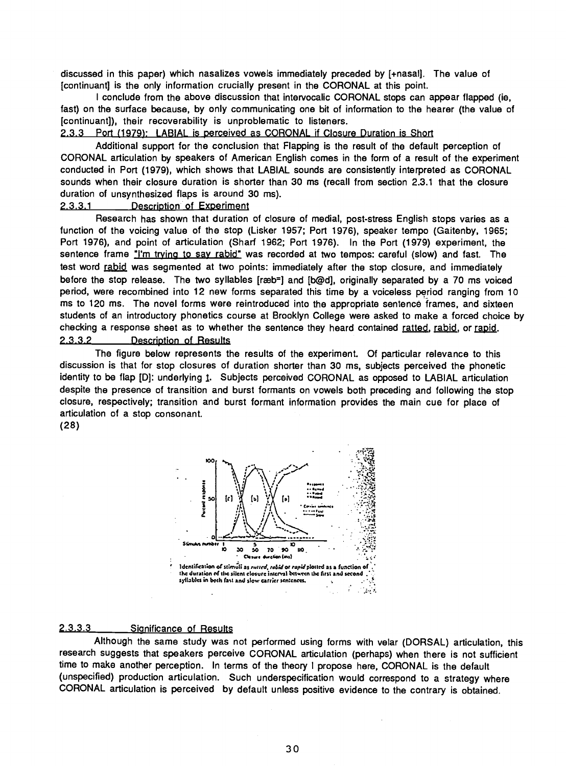discussed in this paper) which nasalizes vowels immediately preceded by [+nasal]. The value of [continuant] is the only information crucially present in the CORONAL at this point.

I conclude from the above discussion that intervocalic CORONAL stops can appear flapped (ie, fast) on the surface because, by only communicating one bit of information to the hearer (the value of [continuant]), their recoverability is unproblematic to listeners.

#### 2.3.3 Port (1979): LABIAL is perceived as CORONAL if Closure Duration is Short

Additional support for the conclusion that Flapping is the result of the default perception of CORONAL articulation by speakers of American English comes in the form of a result of the experiment conducted in Port (1979), which shows that LABIAL sounds are consistently interpreted as CORONAL sounds when their closure duration is shorter than 30 ms (recall from section 2.3.1 that the closure duration of unsynthesized flaps is around 30 ms).

##### 2.3.3.1 Description of Experiment

Research has shown that duration of closure of medial, post-stress English stops varies as a function of the voicing value of the stop (Lisker 1957; Port 1976), speaker tempo (Gaitenby, 1965; Port 1976), and point of articulation (Sharf 1962; Port 1976). In the Port (1979) experiment, the sentence frame "I'm trying to say rabid" was recorded at two tempos: careful (slow) and fast. The test word rabid was segmented at two points: immediately after the stop closure, and immediately before the stop release. The two syllables [ræb⁼] and [b@d], originally separated by a 70 ms voiced period, were recombined into 12 new forms separated this time by a voiceless period ranging from 10 ms to 120 ms. The novel forms were reintroduced into the appropriate sentence frames, and sixteen students of an introductory phonetics course at Brooklyn College were asked to make a forced choice by checking a response sheet as to whether the sentence they heard contained ratted, rabid, or rapid.

##### 2.3.3.2 Description of Results

The figure below represents the results of the experiment. Of particular relevance to this discussion is that for stop closures of duration shorter than 30 ms, subjects perceived the phonetic identity to be flap [D]: underlying t. Subjects perceived CORONAL as opposed to LABIAL articulation despite the presence of transition and burst formants on vowels both preceding and following the stop closure, respectively; transition and burst formant information provides the main cue for place of articulation of a stop consonant.

(28)

Identification of stimuli as *ratted*, *rabid* or *rapid* plotted as a function of the duration of the silent closure interval between the first and second syllables in both fast and slow carrier sentences.

##### 2.3.3.3 Significance of Results

Although the same study was not performed using forms with velar (DORSAL) articulation, this research suggests that speakers perceive CORONAL articulation (perhaps) when there is not sufficient time to make another perception. In terms of the theory I propose here, CORONAL is the default (unspecified) production articulation. Such underspecification would correspond to a strategy where CORONAL articulation is perceived by default unless positive evidence to the contrary is obtained.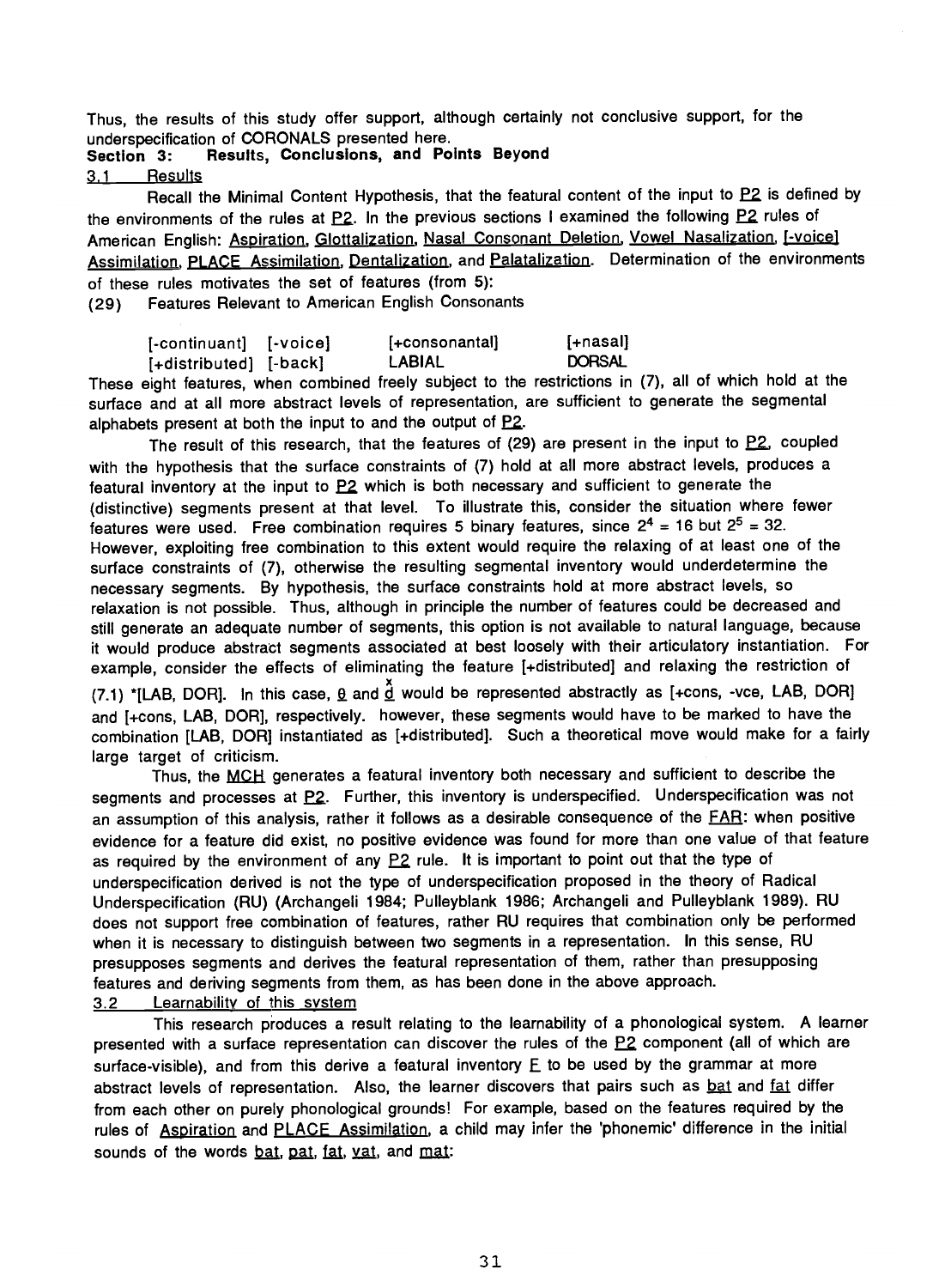Thus, the results of this study offer support, although certainly not conclusive support, for the underspecification of CORONALS presented here.

## Section 3: Results, Conclusions, and Points Beyond

### 3.1 Results

Recall the Minimal Content Hypothesis, that the featural content of the input to P2 is defined by the environments of the rules at P2. In the previous sections I examined the following P2 rules of American English: Aspiration, Glottalization, Nasal Consonant Deletion, Vowel Nasalization, [-voice] Assimilation, PLACE Assimilation, Dentalization, and Palatalization. Determination of the environments of these rules motivates the set of features (from 5):

(29) Features Relevant to American English Consonants

| | | | |
|---|---|---|---|
| [-continuant] | [-voice] | [+consonantal] | [+nasal] |
| [+distributed] | [-back] | LABIAL | DORSAL |

These eight features, when combined freely subject to the restrictions in (7), all of which hold at the surface and at all more abstract levels of representation, are sufficient to generate the segmental alphabets present at both the input to and the output of P2.

The result of this research, that the features of (29) are present in the input to P2, coupled with the hypothesis that the surface constraints of (7) hold at all more abstract levels, produces a featural inventory at the input to P2 which is both necessary and sufficient to generate the (distinctive) segments present at that level. To illustrate this, consider the situation where fewer features were used. Free combination requires 5 binary features, since $2^4 = 16$ but $2^5 = 32$. However, exploiting free combination to this extent would require the relaxing of at least one of the surface constraints of (7), otherwise the resulting segmental inventory would underdetermine the necessary segments. By hypothesis, the surface constraints hold at more abstract levels, so relaxation is not possible. Thus, although in principle the number of features could be decreased and still generate an adequate number of segments, this option is not available to natural language, because it would produce abstract segments associated at best loosely with their articulatory instantiation. For example, consider the effects of eliminating the feature [+distributed] and relaxing the restriction of (7.1) *[LAB, DOR]. In this case, θ and d̮̆ would be represented abstractly as [+cons, -vce, LAB, DOR] and [+cons, LAB, DOR], respectively. however, these segments would have to be marked to have the combination [LAB, DOR] instantiated as [+distributed]. Such a theoretical move would make for a fairly large target of criticism.

Thus, the MCH generates a featural inventory both necessary and sufficient to describe the segments and processes at P2. Further, this inventory is underspecified. Underspecification was not an assumption of this analysis, rather it follows as a desirable consequence of the FAR: when positive evidence for a feature did exist, no positive evidence was found for more than one value of that feature as required by the environment of any P2 rule. It is important to point out that the type of underspecification derived is not the type of underspecification proposed in the theory of Radical Underspecification (RU) (Archangeli 1984; Pulleyblank 1986; Archangeli and Pulleyblank 1989). RU does not support free combination of features, rather RU requires that combination only be performed when it is necessary to distinguish between two segments in a representation. In this sense, RU presupposes segments and derives the featural representation of them, rather than presupposing features and deriving segments from them, as has been done in the above approach.

### 3.2 Learnability of this system

This research produces a result relating to the learnability of a phonological system. A learner presented with a surface representation can discover the rules of the P2 component (all of which are surface-visible), and from this derive a featural inventory E to be used by the grammar at more abstract levels of representation. Also, the learner discovers that pairs such as bat and fat differ from each other on purely phonological grounds! For example, based on the features required by the rules of Aspiration and PLACE Assimilation, a child may infer the 'phonemic' difference in the initial sounds of the words bat, pat, fat, vat, and mat: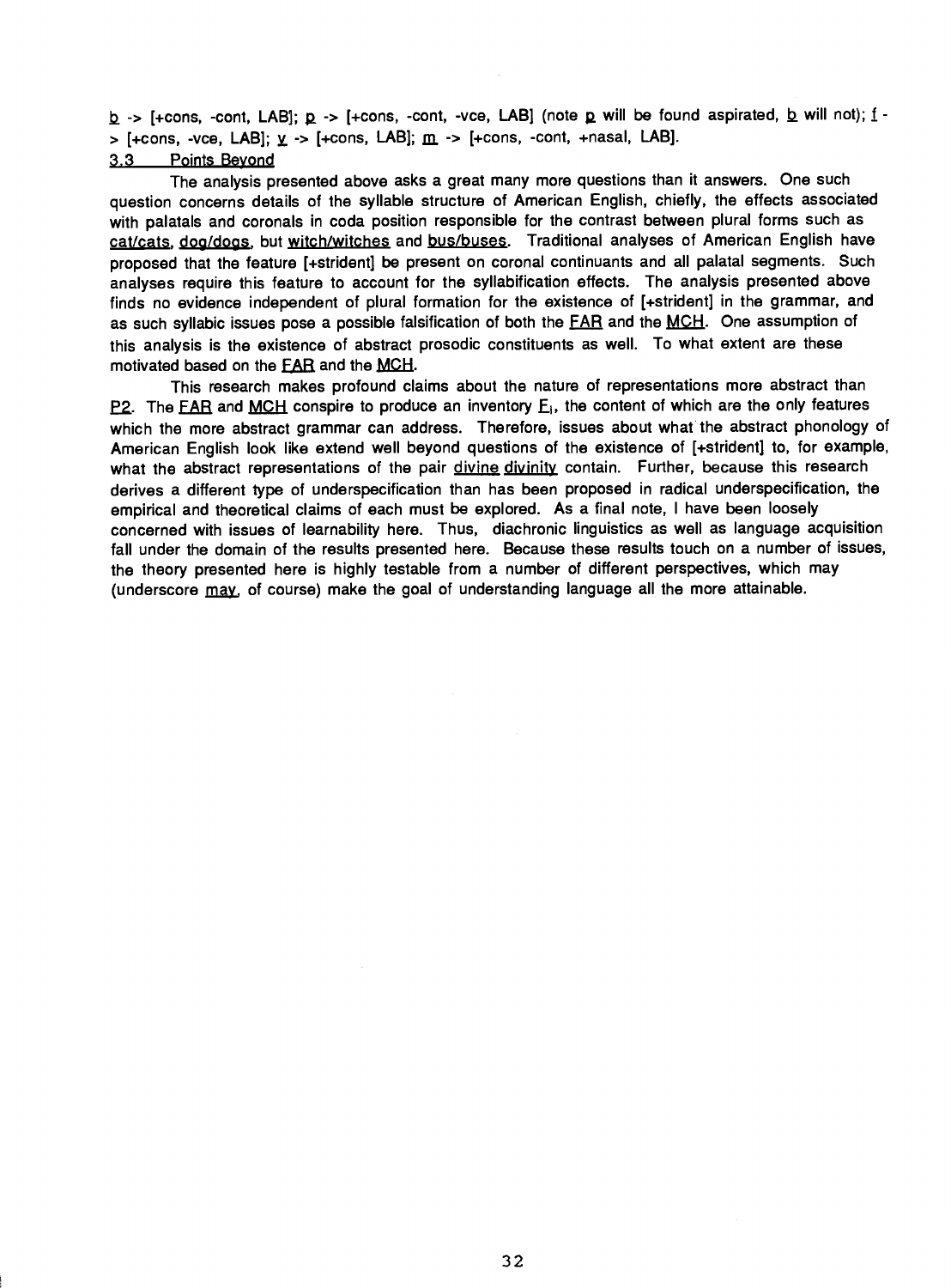b -> [+cons, -cont, LAB]; p -> [+cons, -cont, -vce, LAB] (note p will be found aspirated, b will not); f -> [+cons, -vce, LAB]; v -> [+cons, LAB]; m -> [+cons, -cont, +nasal, LAB].

### 3.3 Points Beyond

The analysis presented above asks a great many more questions than it answers. One such question concerns details of the syllable structure of American English, chiefly, the effects associated with palatals and coronals in coda position responsible for the contrast between plural forms such as cat/cats, dog/dogs, but witch/witches and bus/buses. Traditional analyses of American English have proposed that the feature [+strident] be present on coronal continuants and all palatal segments. Such analyses require this feature to account for the syllabification effects. The analysis presented above finds no evidence independent of plural formation for the existence of [+strident] in the grammar, and as such syllabic issues pose a possible falsification of both the FAR and the MCH. One assumption of this analysis is the existence of abstract prosodic constituents as well. To what extent are these motivated based on the FAR and the MCH.

This research makes profound claims about the nature of representations more abstract than P2. The FAR and MCH conspire to produce an inventory $F_I$, the content of which are the only features which the more abstract grammar can address. Therefore, issues about what the abstract phonology of American English look like extend well beyond questions of the existence of [+strident] to, for example, what the abstract representations of the pair divine divinity contain. Further, because this research derives a different type of underspecification than has been proposed in radical underspecification, the empirical and theoretical claims of each must be explored. As a final note, I have been loosely concerned with issues of learnability here. Thus, diachronic linguistics as well as language acquisition fall under the domain of the results presented here. Because these results touch on a number of issues, the theory presented here is highly testable from a number of different perspectives, which may (underscore may, of course) make the goal of understanding language all the more attainable.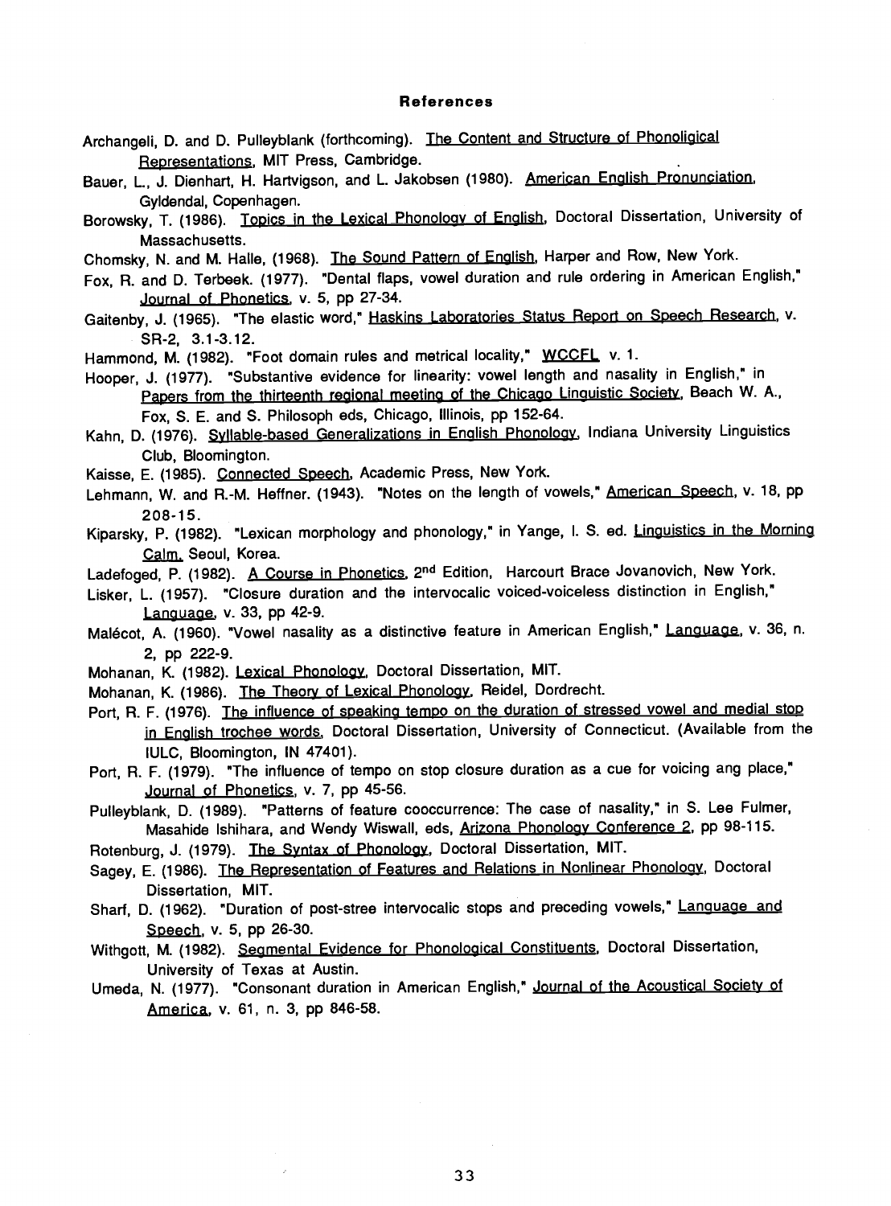## References

Archangeli, D. and D. Pulleyblank (forthcoming). The Content and Structure of Phonoligical Representations, MIT Press, Cambridge.

Bauer, L., J. Dienhart, H. Hartvigson, and L. Jakobsen (1980). American English Pronunciation, Gyldendal, Copenhagen.

Borowsky, T. (1986). Topics in the Lexical Phonology of English, Doctoral Dissertation, University of Massachusetts.

Chomsky, N. and M. Halle, (1968). The Sound Pattern of English, Harper and Row, New York.

Fox, R. and D. Terbeek. (1977). "Dental flaps, vowel duration and rule ordering in American English," Journal of Phonetics, v. 5, pp 27-34.

Gaitenby, J. (1965). "The elastic word," Haskins Laboratories Status Report on Speech Research, v. SR-2, 3.1-3.12.

Hammond, M. (1982). "Foot domain rules and metrical locality," WCCFL v. 1.

Hooper, J. (1977). "Substantive evidence for linearity: vowel length and nasality in English," in Papers from the thirteenth regional meeting of the Chicago Linguistic Society, Beach W. A., Fox, S. E. and S. Philosoph eds, Chicago, Illinois, pp 152-64.

Kahn, D. (1976). Syllable-based Generalizations in English Phonology, Indiana University Linguistics Club, Bloomington.

Kaisse, E. (1985). Connected Speech, Academic Press, New York.

Lehmann, W. and R.-M. Heffner. (1943). "Notes on the length of vowels," American Speech, v. 18, pp 208-15.

Kiparsky, P. (1982). "Lexican morphology and phonology," in Yange, I. S. ed. Linguistics in the Morning Calm, Seoul, Korea.

Ladefoged, P. (1982). A Course in Phonetics, 2nd Edition, Harcourt Brace Jovanovich, New York.

Lisker, L. (1957). "Closure duration and the intervocalic voiced-voiceless distinction in English," Language, v. 33, pp 42-9.

Malécot, A. (1960). "Vowel nasality as a distinctive feature in American English," Language, v. 36, n. 2, pp 222-9.

Mohanan, K. (1982). Lexical Phonology, Doctoral Dissertation, MIT.

Mohanan, K. (1986). The Theory of Lexical Phonology, Reidel, Dordrecht.

Port, R. F. (1976). The influence of speaking tempo on the duration of stressed vowel and medial stop in English trochee words, Doctoral Dissertation, University of Connecticut. (Available from the IULC, Bloomington, IN 47401).

Port, R. F. (1979). "The influence of tempo on stop closure duration as a cue for voicing ang place," Journal of Phonetics, v. 7, pp 45-56.

Pulleyblank, D. (1989). "Patterns of feature cooccurrence: The case of nasality," in S. Lee Fulmer, Masahide Ishihara, and Wendy Wiswall, eds, Arizona Phonology Conference 2, pp 98-115.

Rotenburg, J. (1979). The Syntax of Phonology, Doctoral Dissertation, MIT.

Sagey, E. (1986). The Representation of Features and Relations in Nonlinear Phonology, Doctoral Dissertation, MIT.

Sharf, D. (1962). "Duration of post-stree intervocalic stops and preceding vowels," Language and Speech, v. 5, pp 26-30.

Withgott, M. (1982). Segmental Evidence for Phonological Constituents, Doctoral Dissertation, University of Texas at Austin.

Umeda, N. (1977). "Consonant duration in American English," Journal of the Acoustical Society of America, v. 61, n. 3, pp 846-58.